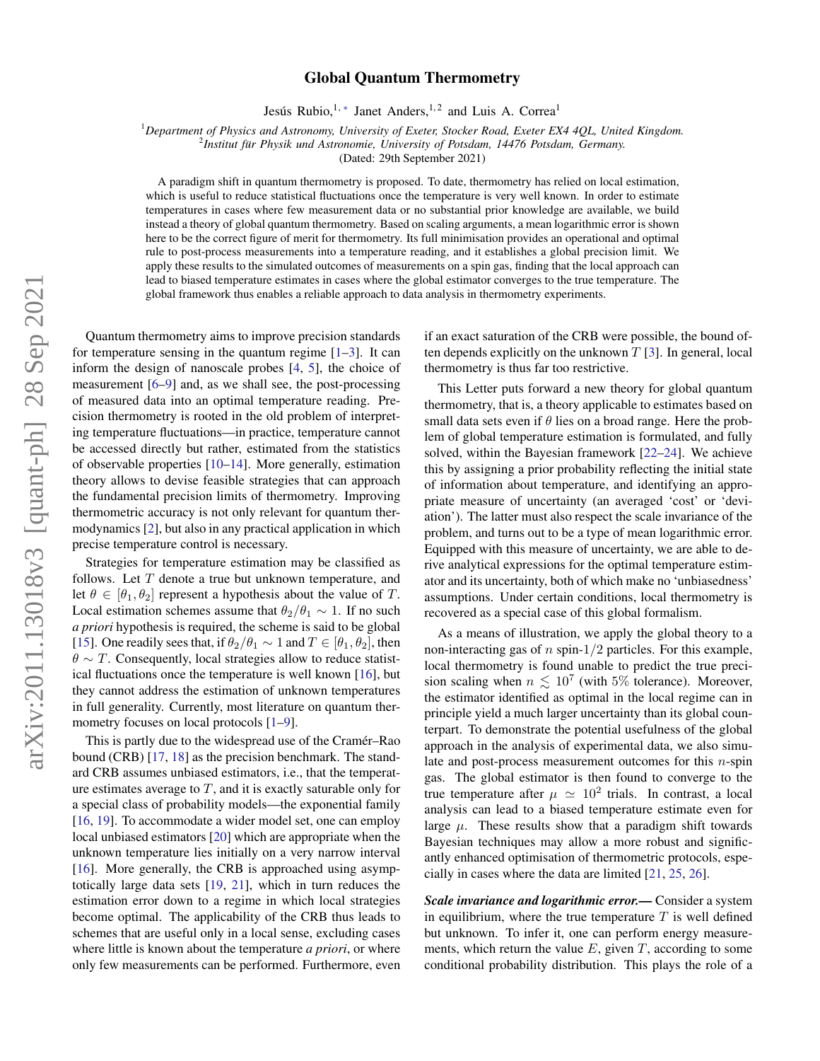# Global Quantum Thermometry

Jesús Rubio,[1,*] Janet Anders,[1,2] and Luis A. Correa[1]

[1] *Department of Physics and Astronomy, University of Exeter, Stocker Road, Exeter EX4 4QL, United Kingdom.*
[2] *Institut für Physik und Astronomie, University of Potsdam, 14476 Potsdam, Germany.*

(Dated: 29th September 2021)

A paradigm shift in quantum thermometry is proposed. To date, thermometry has relied on local estimation, which is useful to reduce statistical fluctuations once the temperature is very well known. In order to estimate temperatures in cases where few measurement data or no substantial prior knowledge are available, we build instead a theory of global quantum thermometry. Based on scaling arguments, a mean logarithmic error is shown here to be the correct figure of merit for thermometry. Its full minimisation provides an operational and optimal rule to post-process measurements into a temperature reading, and it establishes a global precision limit. We apply these results to the simulated outcomes of measurements on a spin gas, finding that the local approach can lead to biased temperature estimates in cases where the global estimator converges to the true temperature. The global framework thus enables a reliable approach to data analysis in thermometry experiments.

Quantum thermometry aims to improve precision standards for temperature sensing in the quantum regime [1–3]. It can inform the design of nanoscale probes [4, 5], the choice of measurement [6–9] and, as we shall see, the post-processing of measured data into an optimal temperature reading. Precision thermometry is rooted in the old problem of interpreting temperature fluctuations—in practice, temperature cannot be accessed directly but rather, estimated from the statistics of observable properties [10–14]. More generally, estimation theory allows to devise feasible strategies that can approach the fundamental precision limits of thermometry. Improving thermometric accuracy is not only relevant for quantum thermodynamics [2], but also in any practical application in which precise temperature control is necessary.

Strategies for temperature estimation may be classified as follows. Let $T$ denote a true but unknown temperature, and let $\theta \in [\theta_1, \theta_2]$ represent a hypothesis about the value of $T$. Local estimation schemes assume that $\theta_2/\theta_1 \sim 1$. If no such *a priori* hypothesis is required, the scheme is said to be global [15]. One readily sees that, if $\theta_2/\theta_1 \sim 1$ and $T \in [\theta_1, \theta_2]$, then $\theta \sim T$. Consequently, local strategies allow to reduce statistical fluctuations once the temperature is well known [16], but they cannot address the estimation of unknown temperatures in full generality. Currently, most literature on quantum thermometry focuses on local protocols [1–9].

This is partly due to the widespread use of the Cramér–Rao bound (CRB) [17, 18] as the precision benchmark. The standard CRB assumes unbiased estimators, i.e., that the temperature estimates average to $T$, and it is exactly saturable only for a special class of probability models—the exponential family [16, 19]. To accommodate a wider model set, one can employ local unbiased estimators [20] which are appropriate when the unknown temperature lies initially on a very narrow interval [16]. More generally, the CRB is approached using asymptotically large data sets [19, 21], which in turn reduces the estimation error down to a regime in which local strategies become optimal. The applicability of the CRB thus leads to schemes that are useful only in a local sense, excluding cases where little is known about the temperature *a priori*, or where only few measurements can be performed. Furthermore, even if an exact saturation of the CRB were possible, the bound often depends explicitly on the unknown $T$ [3]. In general, local thermometry is thus far too restrictive.

This Letter puts forward a new theory for global quantum thermometry, that is, a theory applicable to estimates based on small data sets even if $\theta$ lies on a broad range. Here the problem of global temperature estimation is formulated, and fully solved, within the Bayesian framework [22–24]. We achieve this by assigning a prior probability reflecting the initial state of information about temperature, and identifying an appropriate measure of uncertainty (an averaged 'cost' or 'deviation'). The latter must also respect the scale invariance of the problem, and turns out to be a type of mean logarithmic error. Equipped with this measure of uncertainty, we are able to derive analytical expressions for the optimal temperature estimator and its uncertainty, both of which make no 'unbiasedness' assumptions. Under certain conditions, local thermometry is recovered as a special case of this global formalism.

As a means of illustration, we apply the global theory to a non-interacting gas of $n$ spin-$1/2$ particles. For this example, local thermometry is found unable to predict the true precision scaling when $n \lesssim 10^7$ (with $5\%$ tolerance). Moreover, the estimator identified as optimal in the local regime can in principle yield a much larger uncertainty than its global counterpart. To demonstrate the potential usefulness of the global approach in the analysis of experimental data, we also simulate and post-process measurement outcomes for this $n$-spin gas. The global estimator is then found to converge to the true temperature after $\mu \simeq 10^2$ trials. In contrast, a local analysis can lead to a biased temperature estimate even for large $\mu$. These results show that a paradigm shift towards Bayesian techniques may allow a more robust and significantly enhanced optimisation of thermometric protocols, especially in cases where the data are limited [21, 25, 26].

***Scale invariance and logarithmic error.***— Consider a system in equilibrium, where the true temperature $T$ is well defined but unknown. To infer it, one can perform energy measurements, which return the value $E$, given $T$, according to some conditional probability distribution. This plays the role of a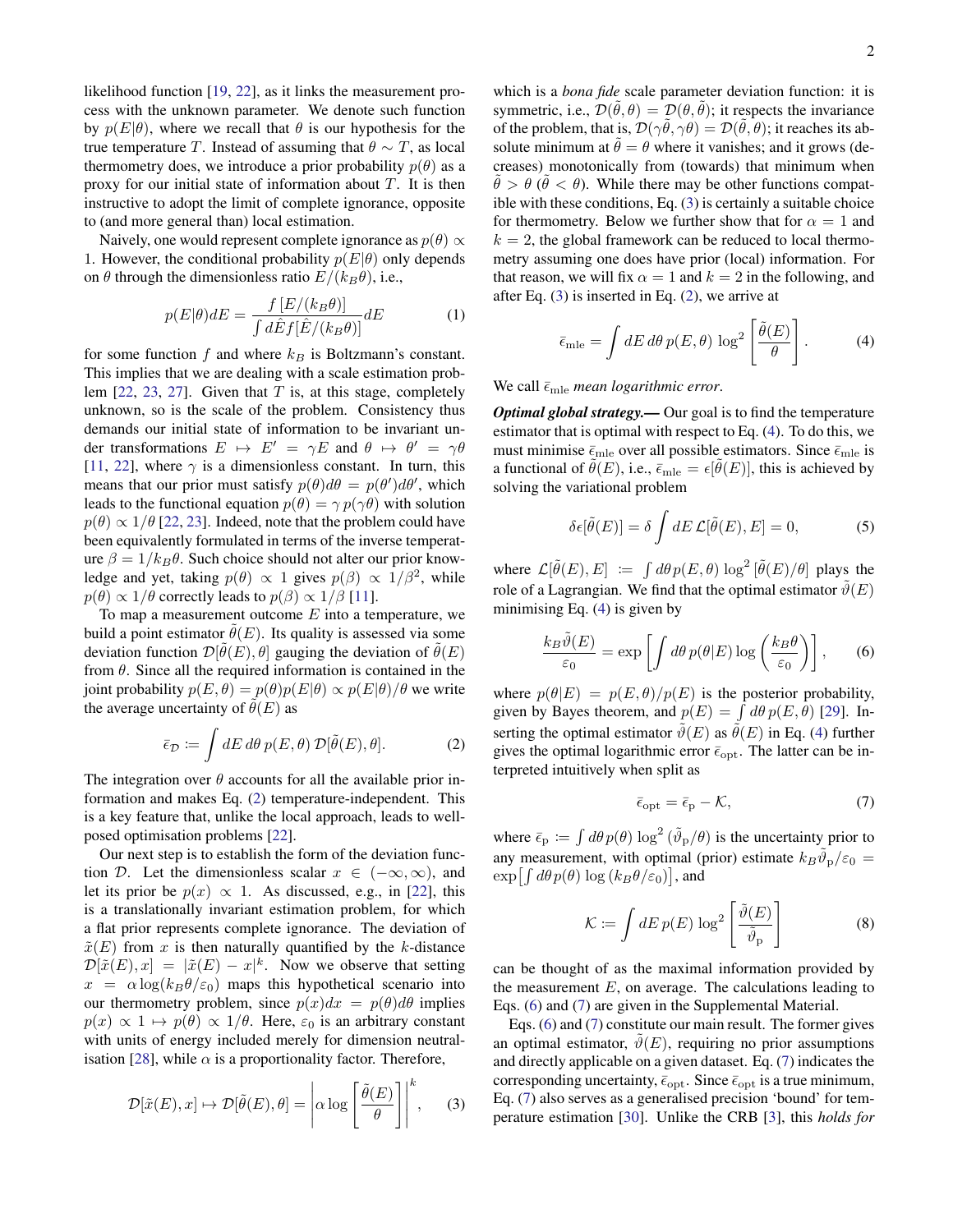likelihood function [19, 22], as it links the measurement process with the unknown parameter. We denote such function by $p(E|\theta)$, where we recall that $\theta$ is our hypothesis for the true temperature $T$. Instead of assuming that $\theta \sim T$, as local thermometry does, we introduce a prior probability $p(\theta)$ as a proxy for our initial state of information about $T$. It is then instructive to adopt the limit of complete ignorance, opposite to (and more general than) local estimation.

Naively, one would represent complete ignorance as $p(\theta) \propto 1$. However, the conditional probability $p(E|\theta)$ only depends on $\theta$ through the dimensionless ratio $E/(k_B\theta)$, i.e.,

$$p(E|\theta)dE = \frac{f\left[E/(k_B\theta)\right]}{\int d\hat{E} f[\hat{E}/(k_B\theta)]}dE \tag{1}$$

for some function $f$ and where $k_B$ is Boltzmann's constant. This implies that we are dealing with a scale estimation problem [22, 23, 27]. Given that $T$ is, at this stage, completely unknown, so is the scale of the problem. Consistency thus demands our initial state of information to be invariant under transformations $E \mapsto E' = \gamma E$ and $\theta \mapsto \theta' = \gamma\theta$ [11, 22], where $\gamma$ is a dimensionless constant. In turn, this means that our prior must satisfy $p(\theta)d\theta = p(\theta')d\theta'$, which leads to the functional equation $p(\theta) = \gamma\, p(\gamma\theta)$ with solution $p(\theta) \propto 1/\theta$ [22, 23]. Indeed, note that the problem could have been equivalently formulated in terms of the inverse temperature $\beta = 1/k_B\theta$. Such choice should not alter our prior knowledge and yet, taking $p(\theta) \propto 1$ gives $p(\beta) \propto 1/\beta^2$, while $p(\theta) \propto 1/\theta$ correctly leads to $p(\beta) \propto 1/\beta$ [11].

To map a measurement outcome $E$ into a temperature, we build a point estimator $\tilde{\theta}(E)$. Its quality is assessed via some deviation function $\mathcal{D}[\tilde{\theta}(E), \theta]$ gauging the deviation of $\tilde{\theta}(E)$ from $\theta$. Since all the required information is contained in the joint probability $p(E, \theta) = p(\theta)p(E|\theta) \propto p(E|\theta)/\theta$ we write the average uncertainty of $\tilde{\theta}(E)$ as

$$\bar{\epsilon}_{\mathcal{D}} := \int dE\, d\theta\, p(E, \theta)\, \mathcal{D}[\tilde{\theta}(E), \theta]. \tag{2}$$

The integration over $\theta$ accounts for all the available prior information and makes Eq. (2) temperature-independent. This is a key feature that, unlike the local approach, leads to well-posed optimisation problems [22].

Our next step is to establish the form of the deviation function $\mathcal{D}$. Let the dimensionless scalar $x \in (-\infty, \infty)$, and let its prior be $p(x) \propto 1$. As discussed, e.g., in [22], this is a translationally invariant estimation problem, for which a flat prior represents complete ignorance. The deviation of $\tilde{x}(E)$ from $x$ is then naturally quantified by the $k$-distance $\mathcal{D}[\tilde{x}(E), x] = |\tilde{x}(E) - x|^k$. Now we observe that setting $x = \alpha \log(k_B\theta/\varepsilon_0)$ maps this hypothetical scenario into our thermometry problem, since $p(x)dx = p(\theta)d\theta$ implies $p(x) \propto 1 \mapsto p(\theta) \propto 1/\theta$. Here, $\varepsilon_0$ is an arbitrary constant with units of energy included merely for dimension neutralisation [28], while $\alpha$ is a proportionality factor. Therefore,

$$\mathcal{D}[\tilde{x}(E), x] \mapsto \mathcal{D}[\tilde{\theta}(E), \theta] = \left|\alpha \log\left[\frac{\tilde{\theta}(E)}{\theta}\right]\right|^k, \tag{3}$$

which is a *bona fide* scale parameter deviation function: it is symmetric, i.e., $\mathcal{D}(\tilde{\theta}, \theta) = \mathcal{D}(\theta, \tilde{\theta})$; it respects the invariance of the problem, that is, $\mathcal{D}(\gamma\tilde{\theta}, \gamma\theta) = \mathcal{D}(\tilde{\theta}, \theta)$; it reaches its absolute minimum at $\tilde{\theta} = \theta$ where it vanishes; and it grows (decreases) monotonically from (towards) that minimum when $\tilde{\theta} > \theta$ ($\tilde{\theta} < \theta$). While there may be other functions compatible with these conditions, Eq. (3) is certainly a suitable choice for thermometry. Below we further show that for $\alpha = 1$ and $k = 2$, the global framework can be reduced to local thermometry assuming one does have prior (local) information. For that reason, we will fix $\alpha = 1$ and $k = 2$ in the following, and after Eq. (3) is inserted in Eq. (2), we arrive at

$$\bar{\epsilon}_{\text{mle}} = \int dE\, d\theta\, p(E, \theta)\, \log^2\left[\frac{\tilde{\theta}(E)}{\theta}\right]. \tag{4}$$

We call $\bar{\epsilon}_{\text{mle}}$ *mean logarithmic error*.

***Optimal global strategy.—*** Our goal is to find the temperature estimator that is optimal with respect to Eq. (4). To do this, we must minimise $\bar{\epsilon}_{\text{mle}}$ over all possible estimators. Since $\bar{\epsilon}_{\text{mle}}$ is a functional of $\tilde{\theta}(E)$, i.e., $\bar{\epsilon}_{\text{mle}} = \epsilon[\tilde{\theta}(E)]$, this is achieved by solving the variational problem

$$\delta\epsilon[\tilde{\theta}(E)] = \delta \int dE\, \mathcal{L}[\tilde{\theta}(E), E] = 0, \tag{5}$$

where $\mathcal{L}[\tilde{\theta}(E), E] := \int d\theta\, p(E, \theta) \log^2 [\tilde{\theta}(E)/\theta]$ plays the role of a Lagrangian. We find that the optimal estimator $\tilde{\vartheta}(E)$ minimising Eq. (4) is given by

$$\frac{k_B\tilde{\vartheta}(E)}{\varepsilon_0} = \exp\left[\int d\theta\, p(\theta|E) \log\left(\frac{k_B\theta}{\varepsilon_0}\right)\right], \tag{6}$$

where $p(\theta|E) = p(E, \theta)/p(E)$ is the posterior probability, given by Bayes theorem, and $p(E) = \int d\theta\, p(E, \theta)$ [29]. Inserting the optimal estimator $\tilde{\vartheta}(E)$ as $\tilde{\theta}(E)$ in Eq. (4) further gives the optimal logarithmic error $\bar{\epsilon}_{\text{opt}}$. The latter can be interpreted intuitively when split as

$$\bar{\epsilon}_{\text{opt}} = \bar{\epsilon}_{\text{p}} - \mathcal{K}, \tag{7}$$

where $\bar{\epsilon}_{\text{p}} := \int d\theta\, p(\theta) \log^2 (\tilde{\vartheta}_{\text{p}}/\theta)$ is the uncertainty prior to any measurement, with optimal (prior) estimate $k_B\tilde{\vartheta}_{\text{p}}/\varepsilon_0 = \exp\left[\int d\theta\, p(\theta) \log (k_B\theta/\varepsilon_0)\right]$, and

$$\mathcal{K} := \int dE\, p(E) \log^2\left[\frac{\tilde{\vartheta}(E)}{\tilde{\vartheta}_{\text{p}}}\right] \tag{8}$$

can be thought of as the maximal information provided by the measurement $E$, on average. The calculations leading to Eqs. (6) and (7) are given in the Supplemental Material.

Eqs. (6) and (7) constitute our main result. The former gives an optimal estimator, $\tilde{\vartheta}(E)$, requiring no prior assumptions and directly applicable on a given dataset. Eq. (7) indicates the corresponding uncertainty, $\bar{\epsilon}_{\text{opt}}$. Since $\bar{\epsilon}_{\text{opt}}$ is a true minimum, Eq. (7) also serves as a generalised precision 'bound' for temperature estimation [30]. Unlike the CRB [3], this *holds for*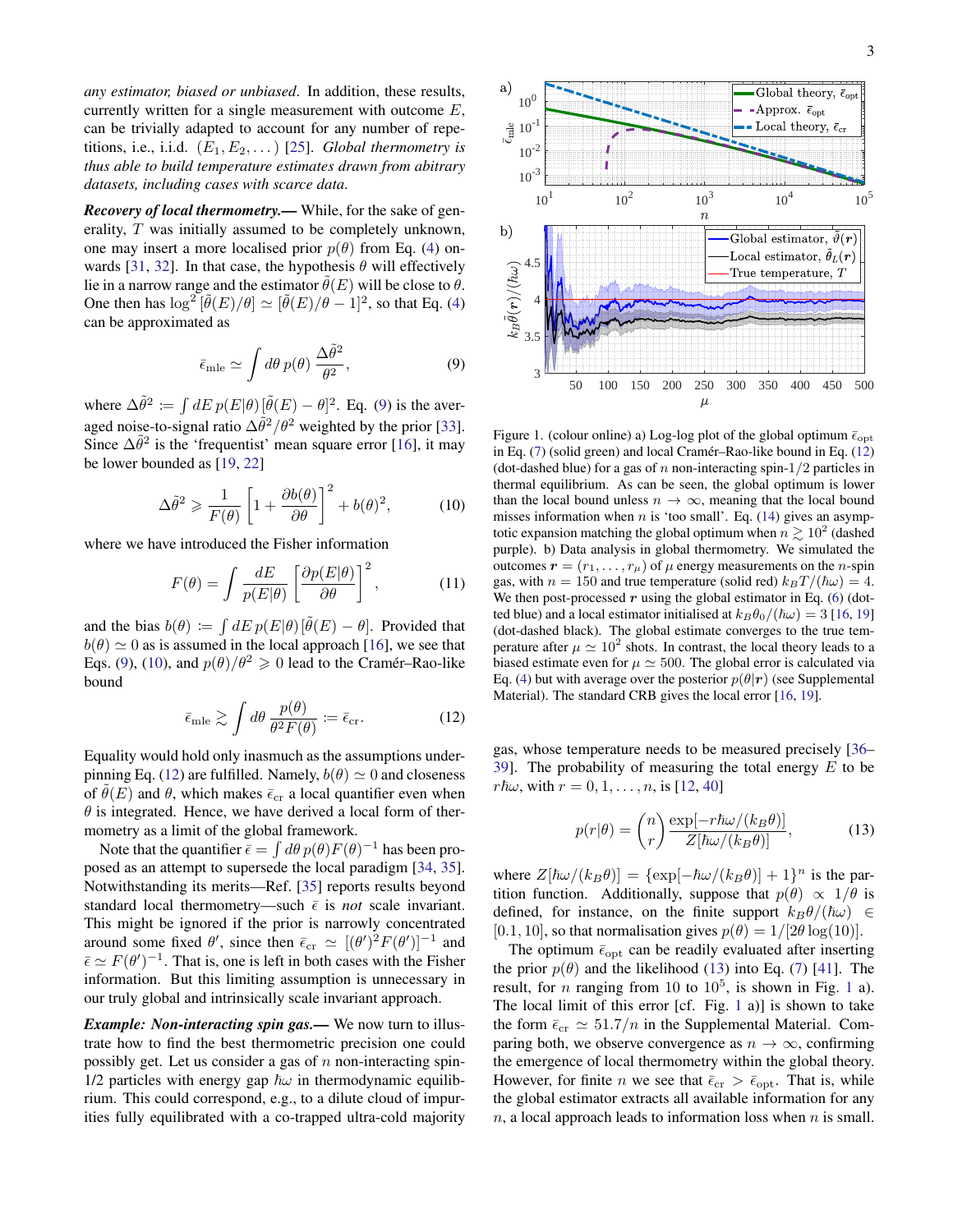*any estimator, biased or unbiased*. In addition, these results, currently written for a single measurement with outcome $E$, can be trivially adapted to account for any number of repetitions, i.e., i.i.d. $(E_1, E_2, \dots)$ [25]. *Global thermometry is thus able to build temperature estimates drawn from abitrary datasets, including cases with scarce data.*

***Recovery of local thermometry.***— While, for the sake of generality, $T$ was initially assumed to be completely unknown, one may insert a more localised prior $p(\theta)$ from Eq. (4) onwards [31, 32]. In that case, the hypothesis $\theta$ will effectively lie in a narrow range and the estimator $\tilde{\theta}(E)$ will be close to $\theta$. One then has $\log^2[\tilde{\theta}(E)/\theta] \simeq [\tilde{\theta}(E)/\theta - 1]^2$, so that Eq. (4) can be approximated as

$$\bar{\epsilon}_{\rm mle} \simeq \int d\theta \, p(\theta)\, \frac{\Delta\tilde{\theta}^2}{\theta^2}, \tag{9}$$

where $\Delta\tilde{\theta}^2 := \int dE\, p(E|\theta)\,[\tilde{\theta}(E) - \theta]^2$. Eq. (9) is the averaged noise-to-signal ratio $\Delta\tilde{\theta}^2/\theta^2$ weighted by the prior [33]. Since $\Delta\tilde{\theta}^2$ is the 'frequentist' mean square error [16], it may be lower bounded as [19, 22]

$$\Delta\tilde{\theta}^2 \geqslant \frac{1}{F(\theta)}\left[1 + \frac{\partial b(\theta)}{\partial\theta}\right]^2 + b(\theta)^2, \tag{10}$$

where we have introduced the Fisher information

$$F(\theta) = \int \frac{dE}{p(E|\theta)}\left[\frac{\partial p(E|\theta)}{\partial\theta}\right]^2, \tag{11}$$

and the bias $b(\theta) := \int dE\, p(E|\theta)\,[\tilde{\theta}(E) - \theta]$. Provided that $b(\theta) \simeq 0$ as is assumed in the local approach [16], we see that Eqs. (9), (10), and $p(\theta)/\theta^2 \geqslant 0$ lead to the Cramér–Rao-like bound

$$\bar{\epsilon}_{\rm mle} \gtrsim \int d\theta\, \frac{p(\theta)}{\theta^2 F(\theta)} := \bar{\epsilon}_{\rm cr}. \tag{12}$$

Equality would hold only inasmuch as the assumptions underpinning Eq. (12) are fulfilled. Namely, $b(\theta) \simeq 0$ and closeness of $\tilde{\theta}(E)$ and $\theta$, which makes $\bar{\epsilon}_{\rm cr}$ a local quantifier even when $\theta$ is integrated. Hence, we have derived a local form of thermometry as a limit of the global framework.

Note that the quantifier $\bar{\epsilon} = \int d\theta\, p(\theta) F(\theta)^{-1}$ has been proposed as an attempt to supersede the local paradigm [34, 35]. Notwithstanding its merits—Ref. [35] reports results beyond standard local thermometry—such $\bar{\epsilon}$ is *not* scale invariant. This might be ignored if the prior is narrowly concentrated around some fixed $\theta'$, since then $\bar{\epsilon}_{\rm cr} \simeq [(\theta')^2 F(\theta')]^{-1}$ and $\bar{\epsilon} \simeq F(\theta')^{-1}$. That is, one is left in both cases with the Fisher information. But this limiting assumption is unnecessary in our truly global and intrinsically scale invariant approach.

***Example: Non-interacting spin gas.***— We now turn to illustrate how to find the best thermometric precision one could possibly get. Let us consider a gas of $n$ non-interacting spin-1/2 particles with energy gap $\hbar\omega$ in thermodynamic equilibrium. This could correspond, e.g., to a dilute cloud of impurities fully equilibrated with a co-trapped ultra-cold majority gas, whose temperature needs to be measured precisely [36–39]. The probability of measuring the total energy $E$ to be $r\hbar\omega$, with $r = 0, 1, \dots, n$, is [12, 40]

$$p(r|\theta) = \binom{n}{r}\frac{\exp[-r\hbar\omega/(k_B\theta)]}{Z[\hbar\omega/(k_B\theta)]}, \tag{13}$$

where $Z[\hbar\omega/(k_B\theta)] = \{\exp[-\hbar\omega/(k_B\theta)] + 1\}^n$ is the partition function. Additionally, suppose that $p(\theta) \propto 1/\theta$ is defined, for instance, on the finite support $k_B\theta/(\hbar\omega) \in [0.1, 10]$, so that normalisation gives $p(\theta) = 1/[2\theta\log(10)]$.

The optimum $\bar{\epsilon}_{\rm opt}$ can be readily evaluated after inserting the prior $p(\theta)$ and the likelihood (13) into Eq. (7) [41]. The result, for $n$ ranging from 10 to $10^5$, is shown in Fig. 1 a). The local limit of this error [cf. Fig. 1 a)] is shown to take the form $\bar{\epsilon}_{\rm cr} \simeq 51.7/n$ in the Supplemental Material. Comparing both, we observe convergence as $n \to \infty$, confirming the emergence of local thermometry within the global theory. However, for finite $n$ we see that $\bar{\epsilon}_{\rm cr} > \bar{\epsilon}_{\rm opt}$. That is, while the global estimator extracts all available information for any $n$, a local approach leads to information loss when $n$ is small.

Figure 1. (colour online) a) Log-log plot of the global optimum $\bar{\epsilon}_{\rm opt}$ in Eq. (7) (solid green) and local Cramér–Rao-like bound in Eq. (12) (dot-dashed blue) for a gas of $n$ non-interacting spin-1/2 particles in thermal equilibrium. As can be seen, the global optimum is lower than the local bound unless $n \to \infty$, meaning that the local bound misses information when $n$ is 'too small'. Eq. (14) gives an asymptotic expansion matching the global optimum when $n \gtrsim 10^2$ (dashed purple). b) Data analysis in global thermometry. We simulated the outcomes $\boldsymbol{r} = (r_1, \dots, r_\mu)$ of $\mu$ energy measurements on the $n$-spin gas, with $n = 150$ and true temperature (solid red) $k_B T/(\hbar\omega) = 4$. We then post-processed $\boldsymbol{r}$ using the global estimator in Eq. (6) (dotted blue) and a local estimator initialised at $k_B\theta_0/(\hbar\omega) = 3$ [16, 19] (dot-dashed black). The global estimate converges to the true temperature after $\mu \simeq 10^2$ shots. In contrast, the local theory leads to a biased estimate even for $\mu \simeq 500$. The global error is calculated via Eq. (4) but with average over the posterior $p(\theta|\boldsymbol{r})$ (see Supplemental Material). The standard CRB gives the local error [16, 19].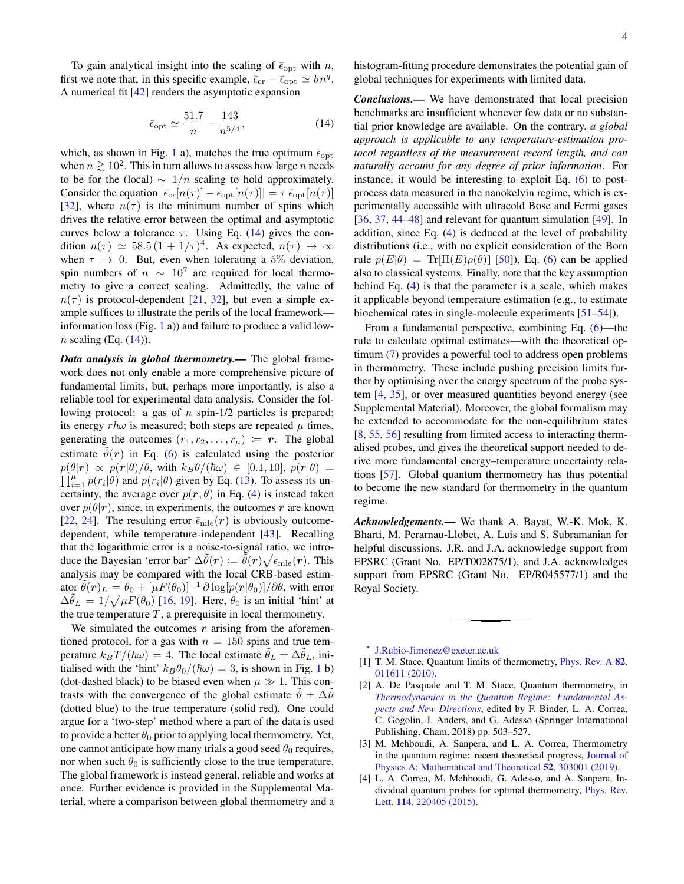To gain analytical insight into the scaling of $\bar{\epsilon}_{\rm opt}$ with $n$, first we note that, in this specific example, $\bar{\epsilon}_{\rm cr} - \bar{\epsilon}_{\rm opt} \simeq b n^q$. A numerical fit [42] renders the asymptotic expansion

$$\bar{\epsilon}_{\rm opt} \simeq \frac{51.7}{n} - \frac{143}{n^{5/4}}, \tag{14}$$

which, as shown in Fig. 1 a), matches the true optimum $\bar{\epsilon}_{\rm opt}$ when $n \gtrsim 10^2$. This in turn allows to assess how large $n$ needs to be for the (local) $\sim 1/n$ scaling to hold approximately. Consider the equation $|\bar{\epsilon}_{\rm cr}[n(\tau)] - \bar{\epsilon}_{\rm opt}[n(\tau)]| = \tau\, \bar{\epsilon}_{\rm opt}[n(\tau)]$ [32], where $n(\tau)$ is the minimum number of spins which drives the relative error between the optimal and asymptotic curves below a tolerance $\tau$. Using Eq. (14) gives the condition $n(\tau) \simeq 58.5\,(1 + 1/\tau)^4$. As expected, $n(\tau) \to \infty$ when $\tau \to 0$. But, even when tolerating a 5% deviation, spin numbers of $n \sim 10^7$ are required for local thermometry to give a correct scaling. Admittedly, the value of $n(\tau)$ is protocol-dependent [21, 32], but even a simple example suffices to illustrate the perils of the local framework—information loss (Fig. 1 a)) and failure to produce a valid low-$n$ scaling (Eq. (14)).

***Data analysis in global thermometry.***— The global framework does not only enable a more comprehensive picture of fundamental limits, but, perhaps more importantly, is also a reliable tool for experimental data analysis. Consider the following protocol: a gas of $n$ spin-1/2 particles is prepared; its energy $r\hbar\omega$ is measured; both steps are repeated $\mu$ times, generating the outcomes $(r_1, r_2, \ldots, r_\mu) \coloneqq \boldsymbol{r}$. The global estimate $\tilde{\vartheta}(\boldsymbol{r})$ in Eq. (6) is calculated using the posterior $p(\theta|\boldsymbol{r}) \propto p(\boldsymbol{r}|\theta)/\theta$, with $k_B\theta/(\hbar\omega) \in [0.1, 10]$, $p(\boldsymbol{r}|\theta) = \prod_{i=1}^{\mu} p(r_i|\theta)$ and $p(r_i|\theta)$ given by Eq. (13). To assess its uncertainty, the average over $p(\boldsymbol{r}, \theta)$ in Eq. (4) is instead taken over $p(\theta|\boldsymbol{r})$, since, in experiments, the outcomes $\boldsymbol{r}$ are known [22, 24]. The resulting error $\bar{\epsilon}_{\rm mle}(\boldsymbol{r})$ is obviously outcome-dependent, while temperature-independent [43]. Recalling that the logarithmic error is a noise-to-signal ratio, we introduce the Bayesian 'error bar' $\Delta\tilde{\vartheta}(\boldsymbol{r}) \coloneqq \tilde{\vartheta}(\boldsymbol{r})\sqrt{\bar{\epsilon}_{\rm mle}(\boldsymbol{r})}$. This analysis may be compared with the local CRB-based estimator $\tilde{\theta}(\boldsymbol{r})_L = \theta_0 + [\mu F(\theta_0)]^{-1}\, \partial \log[p(\boldsymbol{r}|\theta_0)]/\partial\theta$, with error $\Delta\tilde{\theta}_L = 1/\sqrt{\mu F(\theta_0)}$ [16, 19]. Here, $\theta_0$ is an initial 'hint' at the true temperature $T$, a prerequisite in local thermometry.

We simulated the outcomes $\boldsymbol{r}$ arising from the aforementioned protocol, for a gas with $n = 150$ spins and true temperature $k_B T/(\hbar\omega) = 4$. The local estimate $\tilde{\theta}_L \pm \Delta\tilde{\theta}_L$, initialised with the 'hint' $k_B\theta_0/(\hbar\omega) = 3$, is shown in Fig. 1 b) (dot-dashed black) to be biased even when $\mu \gg 1$. This contrasts with the convergence of the global estimate $\tilde{\vartheta} \pm \Delta\tilde{\vartheta}$ (dotted blue) to the true temperature (solid red). One could argue for a 'two-step' method where a part of the data is used to provide a better $\theta_0$ prior to applying local thermometry. Yet, one cannot anticipate how many trials a good seed $\theta_0$ requires, nor when such $\theta_0$ is sufficiently close to the true temperature. The global framework is instead general, reliable and works at once. Further evidence is provided in the Supplemental Material, where a comparison between global thermometry and a histogram-fitting procedure demonstrates the potential gain of global techniques for experiments with limited data.

***Conclusions.***— We have demonstrated that local precision benchmarks are insufficient whenever few data or no substantial prior knowledge are available. On the contrary, *a global approach is applicable to any temperature-estimation protocol regardless of the measurement record length, and can naturally account for any degree of prior information*. For instance, it would be interesting to exploit Eq. (6) to post-process data measured in the nanokelvin regime, which is experimentally accessible with ultracold Bose and Fermi gases [36, 37, 44–48] and relevant for quantum simulation [49]. In addition, since Eq. (4) is deduced at the level of probability distributions (i.e., with no explicit consideration of the Born rule $p(E|\theta) = \mathrm{Tr}[\Pi(E)\rho(\theta)]$ [50]), Eq. (6) can be applied also to classical systems. Finally, note that the key assumption behind Eq. (4) is that the parameter is a scale, which makes it applicable beyond temperature estimation (e.g., to estimate biochemical rates in single-molecule experiments [51–54]).

From a fundamental perspective, combining Eq. (6)—the rule to calculate optimal estimates—with the theoretical optimum (7) provides a powerful tool to address open problems in thermometry. These include pushing precision limits further by optimising over the energy spectrum of the probe system [4, 35], or over measured quantities beyond energy (see Supplemental Material). Moreover, the global formalism may be extended to accommodate for the non-equilibrium states [8, 55, 56] resulting from limited access to interacting thermalised probes, and gives the theoretical support needed to derive more fundamental energy–temperature uncertainty relations [57]. Global quantum thermometry has thus potential to become the new standard for thermometry in the quantum regime.

***Acknowledgements.***— We thank A. Bayat, W.-K. Mok, K. Bharti, M. Perarnau-Llobet, A. Luis and S. Subramanian for helpful discussions. J.R. and J.A. acknowledge support from EPSRC (Grant No. EP/T002875/1), and J.A. acknowledges support from EPSRC (Grant No. EP/R045577/1) and the Royal Society.

---

\* J.Rubio-Jimenez@exeter.ac.uk

[1] T. M. Stace, Quantum limits of thermometry, Phys. Rev. A **82**, 011611 (2010).

[2] A. De Pasquale and T. M. Stace, Quantum thermometry, in *Thermodynamics in the Quantum Regime: Fundamental Aspects and New Directions*, edited by F. Binder, L. A. Correa, C. Gogolin, J. Anders, and G. Adesso (Springer International Publishing, Cham, 2018) pp. 503–527.

[3] M. Mehboudi, A. Sanpera, and L. A. Correa, Thermometry in the quantum regime: recent theoretical progress, Journal of Physics A: Mathematical and Theoretical **52**, 303001 (2019).

[4] L. A. Correa, M. Mehboudi, G. Adesso, and A. Sanpera, Individual quantum probes for optimal thermometry, Phys. Rev. Lett. **114**, 220405 (2015).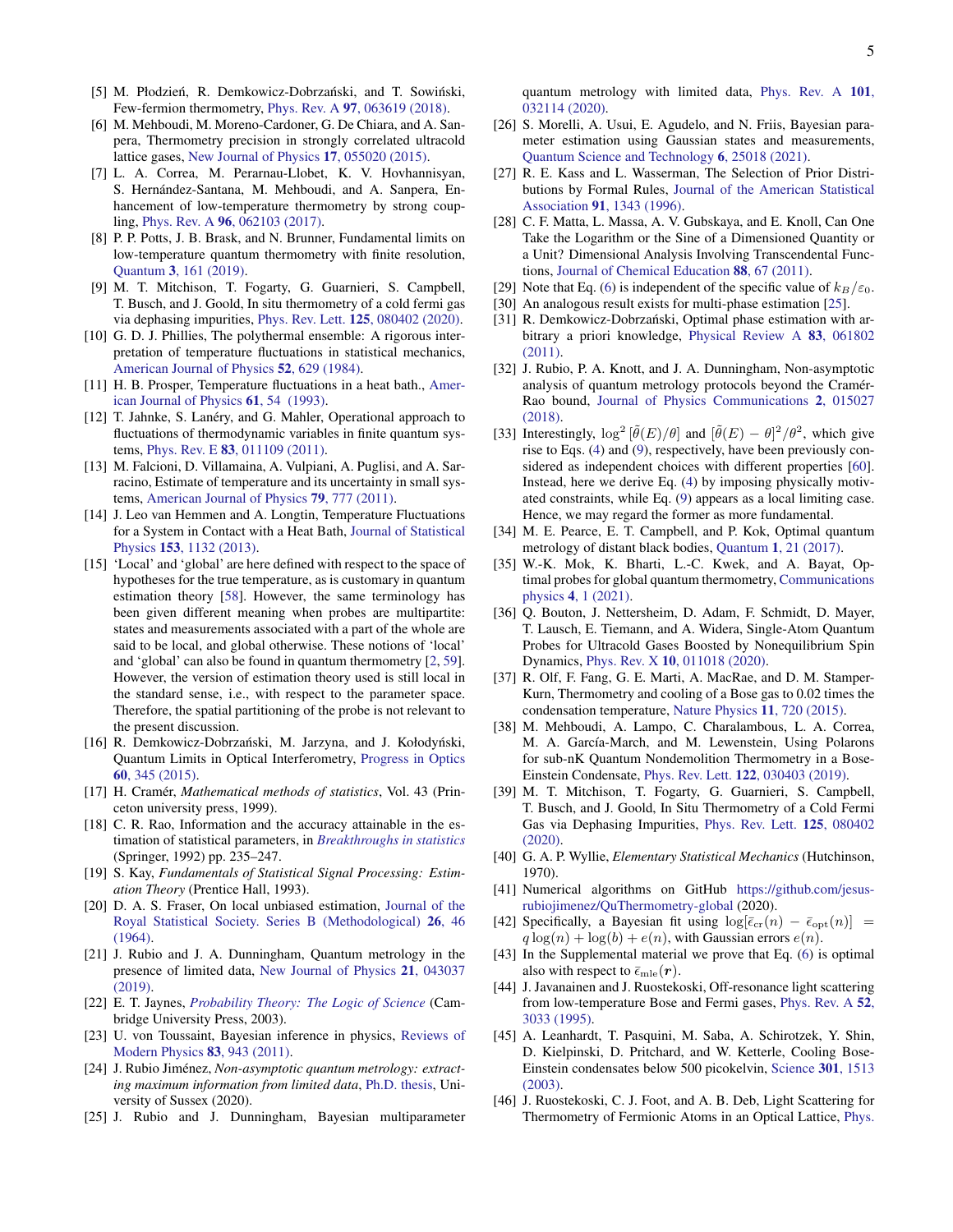[5] M. Płodzień, R. Demkowicz-Dobrzański, and T. Sowiński, Few-fermion thermometry, Phys. Rev. A **97**, 063619 (2018).

[6] M. Mehboudi, M. Moreno-Cardoner, G. De Chiara, and A. Sanpera, Thermometry precision in strongly correlated ultracold lattice gases, New Journal of Physics **17**, 055020 (2015).

[7] L. A. Correa, M. Perarnau-Llobet, K. V. Hovhannisyan, S. Hernández-Santana, M. Mehboudi, and A. Sanpera, Enhancement of low-temperature thermometry by strong coupling, Phys. Rev. A **96**, 062103 (2017).

[8] P. P. Potts, J. B. Brask, and N. Brunner, Fundamental limits on low-temperature quantum thermometry with finite resolution, Quantum **3**, 161 (2019).

[9] M. T. Mitchison, T. Fogarty, G. Guarnieri, S. Campbell, T. Busch, and J. Goold, In situ thermometry of a cold fermi gas via dephasing impurities, Phys. Rev. Lett. **125**, 080402 (2020).

[10] G. D. J. Phillies, The polythermal ensemble: A rigorous interpretation of temperature fluctuations in statistical mechanics, American Journal of Physics **52**, 629 (1984).

[11] H. B. Prosper, Temperature fluctuations in a heat bath., American Journal of Physics **61**, 54 (1993).

[12] T. Jahnke, S. Lanéry, and G. Mahler, Operational approach to fluctuations of thermodynamic variables in finite quantum systems, Phys. Rev. E **83**, 011109 (2011).

[13] M. Falcioni, D. Villamaina, A. Vulpiani, A. Puglisi, and A. Sarracino, Estimate of temperature and its uncertainty in small systems, American Journal of Physics **79**, 777 (2011).

[14] J. Leo van Hemmen and A. Longtin, Temperature Fluctuations for a System in Contact with a Heat Bath, Journal of Statistical Physics **153**, 1132 (2013).

[15] 'Local' and 'global' are here defined with respect to the space of hypotheses for the true temperature, as is customary in quantum estimation theory [58]. However, the same terminology has been given different meaning when probes are multipartite: states and measurements associated with a part of the whole are said to be local, and global otherwise. These notions of 'local' and 'global' can also be found in quantum thermometry [2, 59]. However, the version of estimation theory used is still local in the standard sense, i.e., with respect to the parameter space. Therefore, the spatial partitioning of the probe is not relevant to the present discussion.

[16] R. Demkowicz-Dobrzański, M. Jarzyna, and J. Kołodyński, Quantum Limits in Optical Interferometry, Progress in Optics **60**, 345 (2015).

[17] H. Cramér, *Mathematical methods of statistics*, Vol. 43 (Princeton university press, 1999).

[18] C. R. Rao, Information and the accuracy attainable in the estimation of statistical parameters, in *Breakthroughs in statistics* (Springer, 1992) pp. 235–247.

[19] S. Kay, *Fundamentals of Statistical Signal Processing: Estimation Theory* (Prentice Hall, 1993).

[20] D. A. S. Fraser, On local unbiased estimation, Journal of the Royal Statistical Society. Series B (Methodological) **26**, 46 (1964).

[21] J. Rubio and J. A. Dunningham, Quantum metrology in the presence of limited data, New Journal of Physics **21**, 043037 (2019).

[22] E. T. Jaynes, *Probability Theory: The Logic of Science* (Cambridge University Press, 2003).

[23] U. von Toussaint, Bayesian inference in physics, Reviews of Modern Physics **83**, 943 (2011).

[24] J. Rubio Jiménez, *Non-asymptotic quantum metrology: extracting maximum information from limited data*, Ph.D. thesis, University of Sussex (2020).

[25] J. Rubio and J. Dunningham, Bayesian multiparameter quantum metrology with limited data, Phys. Rev. A **101**, 032114 (2020).

[26] S. Morelli, A. Usui, E. Agudelo, and N. Friis, Bayesian parameter estimation using Gaussian states and measurements, Quantum Science and Technology **6**, 25018 (2021).

[27] R. E. Kass and L. Wasserman, The Selection of Prior Distributions by Formal Rules, Journal of the American Statistical Association **91**, 1343 (1996).

[28] C. F. Matta, L. Massa, A. V. Gubskaya, and E. Knoll, Can One Take the Logarithm or the Sine of a Dimensioned Quantity or a Unit? Dimensional Analysis Involving Transcendental Functions, Journal of Chemical Education **88**, 67 (2011).

[29] Note that Eq. (6) is independent of the specific value of $k_B/\varepsilon_0$.

[30] An analogous result exists for multi-phase estimation [25].

[31] R. Demkowicz-Dobrzański, Optimal phase estimation with arbitrary a priori knowledge, Physical Review A **83**, 061802 (2011).

[32] J. Rubio, P. A. Knott, and J. A. Dunningham, Non-asymptotic analysis of quantum metrology protocols beyond the Cramér-Rao bound, Journal of Physics Communications **2**, 015027 (2018).

[33] Interestingly, $\log^2[\tilde{\theta}(E)/\theta]$ and $[\tilde{\theta}(E)-\theta]^2/\theta^2$, which give rise to Eqs. (4) and (9), respectively, have been previously considered as independent choices with different properties [60]. Instead, here we derive Eq. (4) by imposing physically motivated constraints, while Eq. (9) appears as a local limiting case. Hence, we may regard the former as more fundamental.

[34] M. E. Pearce, E. T. Campbell, and P. Kok, Optimal quantum metrology of distant black bodies, Quantum **1**, 21 (2017).

[35] W.-K. Mok, K. Bharti, L.-C. Kwek, and A. Bayat, Optimal probes for global quantum thermometry, Communications physics **4**, 1 (2021).

[36] Q. Bouton, J. Nettersheim, D. Adam, F. Schmidt, D. Mayer, T. Lausch, E. Tiemann, and A. Widera, Single-Atom Quantum Probes for Ultracold Gases Boosted by Nonequilibrium Spin Dynamics, Phys. Rev. X **10**, 011018 (2020).

[37] R. Olf, F. Fang, G. E. Marti, A. MacRae, and D. M. Stamper-Kurn, Thermometry and cooling of a Bose gas to 0.02 times the condensation temperature, Nature Physics **11**, 720 (2015).

[38] M. Mehboudi, A. Lampo, C. Charalambous, L. A. Correa, M. A. García-March, and M. Lewenstein, Using Polarons for sub-nK Quantum Nondemolition Thermometry in a Bose-Einstein Condensate, Phys. Rev. Lett. **122**, 030403 (2019).

[39] M. T. Mitchison, T. Fogarty, G. Guarnieri, S. Campbell, T. Busch, and J. Goold, In Situ Thermometry of a Cold Fermi Gas via Dephasing Impurities, Phys. Rev. Lett. **125**, 080402 (2020).

[40] G. A. P. Wyllie, *Elementary Statistical Mechanics* (Hutchinson, 1970).

[41] Numerical algorithms on GitHub https://github.com/jesus-rubiojimenez/QuThermometry-global (2020).

[42] Specifically, a Bayesian fit using $\log[\bar{\epsilon}_{\rm cr}(n)-\bar{\epsilon}_{\rm opt}(n)] = q\log(n)+\log(b)+e(n)$, with Gaussian errors $e(n)$.

[43] In the Supplemental material we prove that Eq. (6) is optimal also with respect to $\bar{\epsilon}_{\rm mle}(\boldsymbol{r})$.

[44] J. Javanainen and J. Ruostekoski, Off-resonance light scattering from low-temperature Bose and Fermi gases, Phys. Rev. A **52**, 3033 (1995).

[45] A. Leanhardt, T. Pasquini, M. Saba, A. Schirotzek, Y. Shin, D. Kielpinski, D. Pritchard, and W. Ketterle, Cooling Bose-Einstein condensates below 500 picokelvin, Science **301**, 1513 (2003).

[46] J. Ruostekoski, C. J. Foot, and A. B. Deb, Light Scattering for Thermometry of Fermionic Atoms in an Optical Lattice, Phys.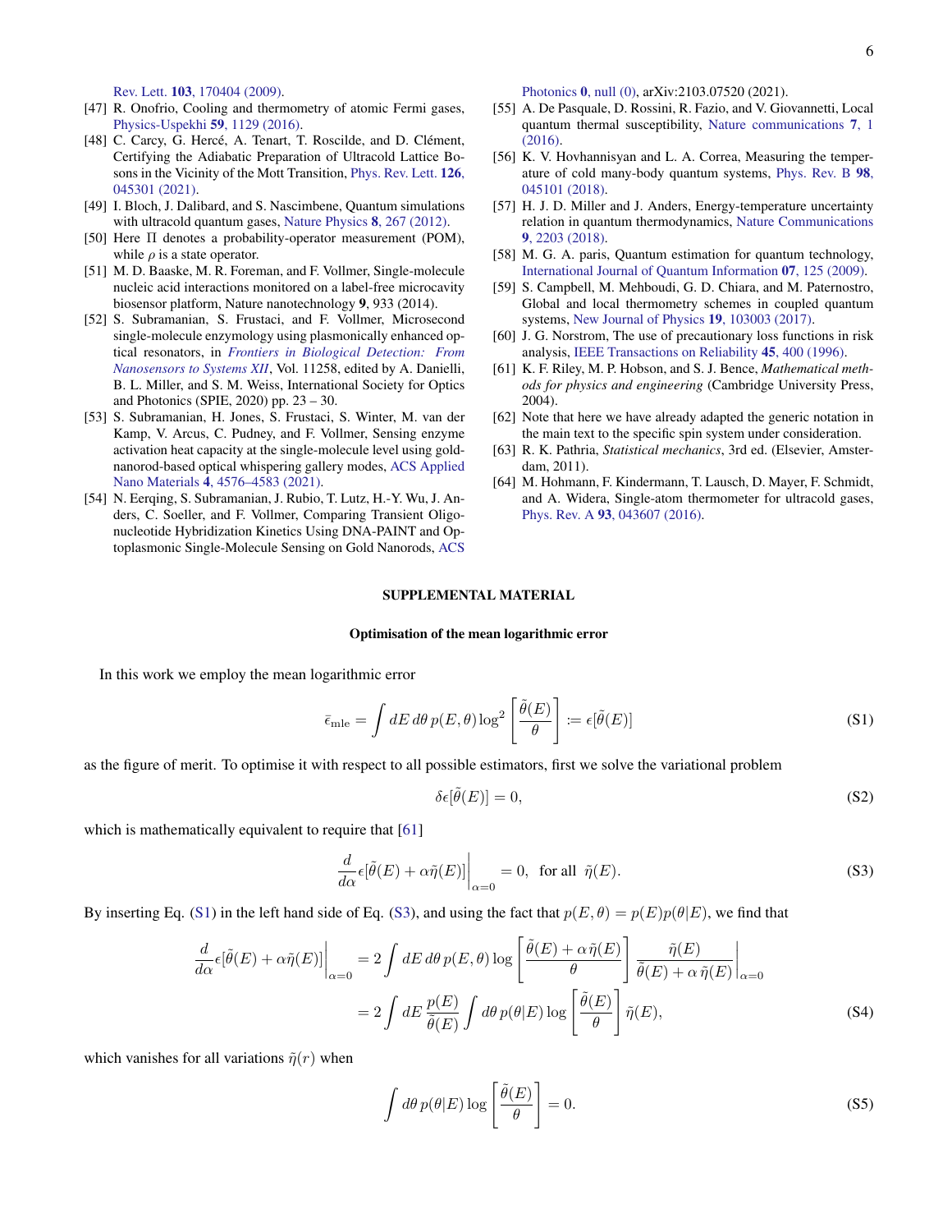Rev. Lett. **103**, 170404 (2009).

[47] R. Onofrio, Cooling and thermometry of atomic Fermi gases, Physics-Uspekhi **59**, 1129 (2016).

[48] C. Carcy, G. Hercé, A. Tenart, T. Roscilde, and D. Clément, Certifying the Adiabatic Preparation of Ultracold Lattice Bosons in the Vicinity of the Mott Transition, Phys. Rev. Lett. **126**, 045301 (2021).

[49] I. Bloch, J. Dalibard, and S. Nascimbene, Quantum simulations with ultracold quantum gases, Nature Physics **8**, 267 (2012).

[50] Here $\Pi$ denotes a probability-operator measurement (POM), while $\rho$ is a state operator.

[51] M. D. Baaske, M. R. Foreman, and F. Vollmer, Single-molecule nucleic acid interactions monitored on a label-free microcavity biosensor platform, Nature nanotechnology **9**, 933 (2014).

[52] S. Subramanian, S. Frustaci, and F. Vollmer, Microsecond single-molecule enzymology using plasmonically enhanced optical resonators, in *Frontiers in Biological Detection: From Nanosensors to Systems XII*, Vol. 11258, edited by A. Danielli, B. L. Miller, and S. M. Weiss, International Society for Optics and Photonics (SPIE, 2020) pp. 23 – 30.

[53] S. Subramanian, H. Jones, S. Frustaci, S. Winter, M. van der Kamp, V. Arcus, C. Pudney, and F. Vollmer, Sensing enzyme activation heat capacity at the single-molecule level using gold-nanorod-based optical whispering gallery modes, ACS Applied Nano Materials **4**, 4576–4583 (2021).

[54] N. Eerqing, S. Subramanian, J. Rubio, T. Lutz, H.-Y. Wu, J. Anders, C. Soeller, and F. Vollmer, Comparing Transient Oligonucleotide Hybridization Kinetics Using DNA-PAINT and Optoplasmonic Single-Molecule Sensing on Gold Nanorods, ACS Photonics **0**, null (0), arXiv:2103.07520 (2021).

[55] A. De Pasquale, D. Rossini, R. Fazio, and V. Giovannetti, Local quantum thermal susceptibility, Nature communications **7**, 1 (2016).

[56] K. V. Hovhannisyan and L. A. Correa, Measuring the temperature of cold many-body quantum systems, Phys. Rev. B **98**, 045101 (2018).

[57] H. J. D. Miller and J. Anders, Energy-temperature uncertainty relation in quantum thermodynamics, Nature Communications **9**, 2203 (2018).

[58] M. G. A. paris, Quantum estimation for quantum technology, International Journal of Quantum Information **07**, 125 (2009).

[59] S. Campbell, M. Mehboudi, G. D. Chiara, and M. Paternostro, Global and local thermometry schemes in coupled quantum systems, New Journal of Physics **19**, 103003 (2017).

[60] J. G. Norstrom, The use of precautionary loss functions in risk analysis, IEEE Transactions on Reliability **45**, 400 (1996).

[61] K. F. Riley, M. P. Hobson, and S. J. Bence, *Mathematical methods for physics and engineering* (Cambridge University Press, 2004).

[62] Note that here we have already adapted the generic notation in the main text to the specific spin system under consideration.

[63] R. K. Pathria, *Statistical mechanics*, 3rd ed. (Elsevier, Amsterdam, 2011).

[64] M. Hohmann, F. Kindermann, T. Lausch, D. Mayer, F. Schmidt, and A. Widera, Single-atom thermometer for ultracold gases, Phys. Rev. A **93**, 043607 (2016).

## SUPPLEMENTAL MATERIAL

### Optimisation of the mean logarithmic error

In this work we employ the mean logarithmic error

$$\bar{\epsilon}_{\rm mle} = \int dE\, d\theta\, p(E,\theta) \log^2\left[\frac{\tilde{\theta}(E)}{\theta}\right] := \epsilon[\tilde{\theta}(E)] \tag{S1}$$

as the figure of merit. To optimise it with respect to all possible estimators, first we solve the variational problem

$$\delta\epsilon[\tilde{\theta}(E)] = 0, \tag{S2}$$

which is mathematically equivalent to require that [61]

$$\frac{d}{d\alpha}\epsilon[\tilde{\theta}(E) + \alpha\tilde{\eta}(E)]\Big|_{\alpha=0} = 0, \text{ for all } \tilde{\eta}(E). \tag{S3}$$

By inserting Eq. (S1) in the left hand side of Eq. (S3), and using the fact that $p(E,\theta) = p(E)p(\theta|E)$, we find that

$$\begin{aligned}
\frac{d}{d\alpha}\epsilon[\tilde{\theta}(E) + \alpha\tilde{\eta}(E)]\Big|_{\alpha=0} &= 2\int dE\, d\theta\, p(E,\theta) \log\left[\frac{\tilde{\theta}(E) + \alpha\,\tilde{\eta}(E)}{\theta}\right] \frac{\tilde{\eta}(E)}{\tilde{\theta}(E) + \alpha\,\tilde{\eta}(E)}\Big|_{\alpha=0} \\
&= 2\int dE\, \frac{p(E)}{\tilde{\theta}(E)} \int d\theta\, p(\theta|E) \log\left[\frac{\tilde{\theta}(E)}{\theta}\right] \tilde{\eta}(E),
\end{aligned} \tag{S4}$$

which vanishes for all variations $\tilde{\eta}(r)$ when

$$\int d\theta\, p(\theta|E) \log\left[\frac{\tilde{\theta}(E)}{\theta}\right] = 0. \tag{S5}$$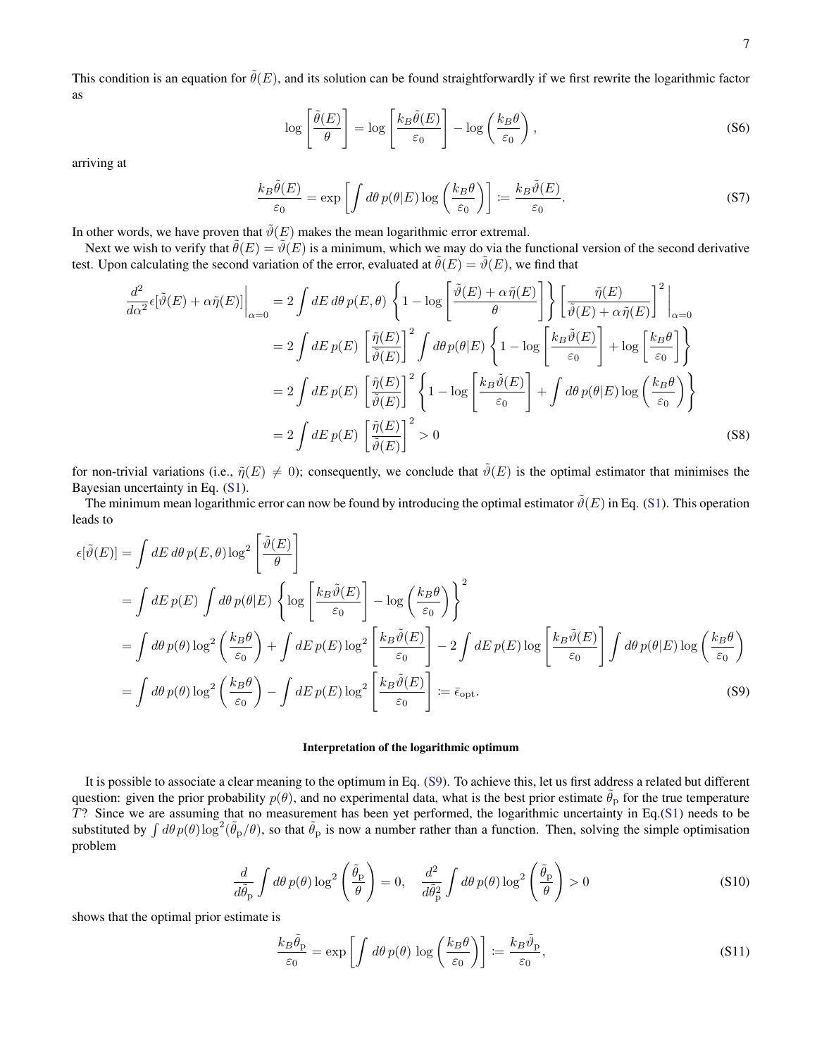This condition is an equation for $\tilde{\theta}(E)$, and its solution can be found straightforwardly if we first rewrite the logarithmic factor as

$$\log\left[\frac{\tilde{\theta}(E)}{\theta}\right] = \log\left[\frac{k_B\tilde{\theta}(E)}{\varepsilon_0}\right] - \log\left(\frac{k_B\theta}{\varepsilon_0}\right), \tag{S6}$$

arriving at

$$\frac{k_B\tilde{\theta}(E)}{\varepsilon_0} = \exp\left[\int d\theta\, p(\theta|E)\log\left(\frac{k_B\theta}{\varepsilon_0}\right)\right] := \frac{k_B\tilde{\vartheta}(E)}{\varepsilon_0}. \tag{S7}$$

In other words, we have proven that $\tilde{\vartheta}(E)$ makes the mean logarithmic error extremal.

Next we wish to verify that $\tilde{\theta}(E) = \tilde{\vartheta}(E)$ is a minimum, which we may do via the functional version of the second derivative test. Upon calculating the second variation of the error, evaluated at $\tilde{\theta}(E) = \tilde{\vartheta}(E)$, we find that

$$\begin{aligned}
\frac{d^2}{d\alpha^2}\epsilon[\tilde{\vartheta}(E)+\alpha\tilde{\eta}(E)]\bigg|_{\alpha=0} &= 2\int dE\, d\theta\, p(E,\theta)\left\{1-\log\left[\frac{\tilde{\vartheta}(E)+\alpha\tilde{\eta}(E)}{\theta}\right]\right\}\left[\frac{\tilde{\eta}(E)}{\tilde{\vartheta}(E)+\alpha\tilde{\eta}(E)}\right]^2\bigg|_{\alpha=0} \\
&= 2\int dE\, p(E)\left[\frac{\tilde{\eta}(E)}{\tilde{\vartheta}(E)}\right]^2\int d\theta p(\theta|E)\left\{1-\log\left[\frac{k_B\tilde{\vartheta}(E)}{\varepsilon_0}\right]+\log\left[\frac{k_B\theta}{\varepsilon_0}\right]\right\} \\
&= 2\int dE\, p(E)\left[\frac{\tilde{\eta}(E)}{\tilde{\vartheta}(E)}\right]^2\left\{1-\log\left[\frac{k_B\tilde{\vartheta}(E)}{\varepsilon_0}\right]+\int d\theta\, p(\theta|E)\log\left(\frac{k_B\theta}{\varepsilon_0}\right)\right\} \\
&= 2\int dE\, p(E)\left[\frac{\tilde{\eta}(E)}{\tilde{\vartheta}(E)}\right]^2 > 0
\end{aligned} \tag{S8}$$

for non-trivial variations (i.e., $\tilde{\eta}(E) \neq 0$); consequently, we conclude that $\tilde{\vartheta}(E)$ is the optimal estimator that minimises the Bayesian uncertainty in Eq. (S1).

The minimum mean logarithmic error can now be found by introducing the optimal estimator $\tilde{\vartheta}(E)$ in Eq. (S1). This operation leads to

$$\begin{aligned}
\epsilon[\tilde{\vartheta}(E)] &= \int dE\, d\theta\, p(E,\theta)\log^2\left[\frac{\tilde{\vartheta}(E)}{\theta}\right] \\
&= \int dE\, p(E)\int d\theta\, p(\theta|E)\left\{\log\left[\frac{k_B\tilde{\vartheta}(E)}{\varepsilon_0}\right]-\log\left(\frac{k_B\theta}{\varepsilon_0}\right)\right\}^2 \\
&= \int d\theta\, p(\theta)\log^2\left(\frac{k_B\theta}{\varepsilon_0}\right)+\int dE\, p(E)\log^2\left[\frac{k_B\tilde{\vartheta}(E)}{\varepsilon_0}\right]-2\int dE\, p(E)\log\left[\frac{k_B\tilde{\vartheta}(E)}{\varepsilon_0}\right]\int d\theta\, p(\theta|E)\log\left(\frac{k_B\theta}{\varepsilon_0}\right) \\
&= \int d\theta\, p(\theta)\log^2\left(\frac{k_B\theta}{\varepsilon_0}\right)-\int dE\, p(E)\log^2\left[\frac{k_B\tilde{\vartheta}(E)}{\varepsilon_0}\right] := \bar{\epsilon}_{\text{opt}}.
\end{aligned} \tag{S9}$$

### Interpretation of the logarithmic optimum

It is possible to associate a clear meaning to the optimum in Eq. (S9). To achieve this, let us first address a related but different question: given the prior probability $p(\theta)$, and no experimental data, what is the best prior estimate $\tilde{\theta}_{\text{p}}$ for the true temperature $T$? Since we are assuming that no measurement has been yet performed, the logarithmic uncertainty in Eq.(S1) needs to be substituted by $\int d\theta p(\theta)\log^2(\tilde{\theta}_{\text{p}}/\theta)$, so that $\tilde{\theta}_{\text{p}}$ is now a number rather than a function. Then, solving the simple optimisation problem

$$\frac{d}{d\tilde{\theta}_{\text{p}}}\int d\theta\, p(\theta)\log^2\left(\frac{\tilde{\theta}_{\text{p}}}{\theta}\right) = 0, \quad \frac{d^2}{d\tilde{\theta}_{\text{p}}^2}\int d\theta\, p(\theta)\log^2\left(\frac{\tilde{\theta}_{\text{p}}}{\theta}\right) > 0 \tag{S10}$$

shows that the optimal prior estimate is

$$\frac{k_B\tilde{\theta}_{\text{p}}}{\varepsilon_0} = \exp\left[\int d\theta\, p(\theta)\, \log\left(\frac{k_B\theta}{\varepsilon_0}\right)\right] := \frac{k_B\tilde{\vartheta}_{\text{p}}}{\varepsilon_0}, \tag{S11}$$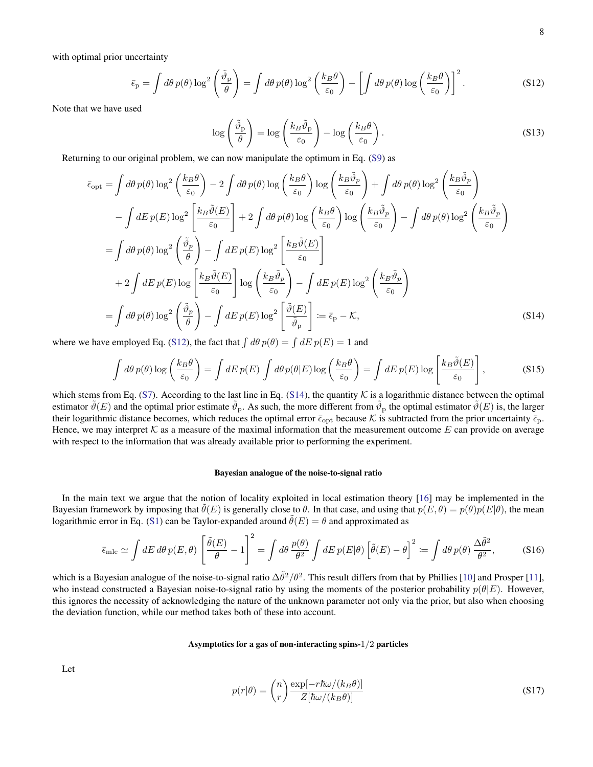with optimal prior uncertainty

$$\bar{\epsilon}_{\mathrm{p}} = \int d\theta\, p(\theta) \log^2\left(\frac{\tilde{\vartheta}_{\mathrm{p}}}{\theta}\right) = \int d\theta\, p(\theta) \log^2\left(\frac{k_B\theta}{\varepsilon_0}\right) - \left[\int d\theta\, p(\theta) \log\left(\frac{k_B\theta}{\varepsilon_0}\right)\right]^2. \tag{S12}$$

Note that we have used

$$\log\left(\frac{\tilde{\vartheta}_{\mathrm{p}}}{\theta}\right) = \log\left(\frac{k_B\tilde{\vartheta}_{\mathrm{p}}}{\varepsilon_0}\right) - \log\left(\frac{k_B\theta}{\varepsilon_0}\right). \tag{S13}$$

Returning to our original problem, we can now manipulate the optimum in Eq. (S9) as

$$\begin{aligned}
\bar{\epsilon}_{\mathrm{opt}} &= \int d\theta\, p(\theta) \log^2\left(\frac{k_B\theta}{\varepsilon_0}\right) - 2\int d\theta\, p(\theta) \log\left(\frac{k_B\theta}{\varepsilon_0}\right)\log\left(\frac{k_B\tilde{\vartheta}_p}{\varepsilon_0}\right) + \int d\theta\, p(\theta)\log^2\left(\frac{k_B\tilde{\vartheta}_p}{\varepsilon_0}\right) \\
&\quad - \int dE\, p(E)\log^2\left[\frac{k_B\tilde{\vartheta}(E)}{\varepsilon_0}\right] + 2\int d\theta\, p(\theta)\log\left(\frac{k_B\theta}{\varepsilon_0}\right)\log\left(\frac{k_B\tilde{\vartheta}_p}{\varepsilon_0}\right) - \int d\theta\, p(\theta)\log^2\left(\frac{k_B\tilde{\vartheta}_p}{\varepsilon_0}\right) \\
&= \int d\theta\, p(\theta)\log^2\left(\frac{\tilde{\vartheta}_p}{\theta}\right) - \int dE\, p(E)\log^2\left[\frac{k_B\tilde{\vartheta}(E)}{\varepsilon_0}\right] \\
&\quad + 2\int dE\, p(E)\log\left[\frac{k_B\tilde{\vartheta}(E)}{\varepsilon_0}\right]\log\left(\frac{k_B\tilde{\vartheta}_p}{\varepsilon_0}\right) - \int dE\, p(E)\log^2\left(\frac{k_B\tilde{\vartheta}_p}{\varepsilon_0}\right) \\
&= \int d\theta\, p(\theta)\log^2\left(\frac{\tilde{\vartheta}_p}{\theta}\right) - \int dE\, p(E)\log^2\left[\frac{\tilde{\vartheta}(E)}{\tilde{\vartheta}_{\mathrm{p}}}\right] := \bar{\epsilon}_{\mathrm{p}} - \mathcal{K},
\end{aligned} \tag{S14}$$

where we have employed Eq. (S12), the fact that $\int d\theta\, p(\theta) = \int dE\, p(E) = 1$ and

$$\int d\theta\, p(\theta)\log\left(\frac{k_B\theta}{\varepsilon_0}\right) = \int dE\, p(E)\int d\theta\, p(\theta|E)\log\left(\frac{k_B\theta}{\varepsilon_0}\right) = \int dE\, p(E)\log\left[\frac{k_B\tilde{\vartheta}(E)}{\varepsilon_0}\right], \tag{S15}$$

which stems from Eq. (S7). According to the last line in Eq. (S14), the quantity $\mathcal{K}$ is a logarithmic distance between the optimal estimator $\tilde{\vartheta}(E)$ and the optimal prior estimate $\tilde{\vartheta}_{\mathrm{p}}$. As such, the more different from $\tilde{\vartheta}_{\mathrm{p}}$ the optimal estimator $\tilde{\vartheta}(E)$ is, the larger their logarithmic distance becomes, which reduces the optimal error $\bar{\epsilon}_{\mathrm{opt}}$ because $\mathcal{K}$ is subtracted from the prior uncertainty $\bar{\epsilon}_{\mathrm{p}}$. Hence, we may interpret $\mathcal{K}$ as a measure of the maximal information that the measurement outcome $E$ can provide on average with respect to the information that was already available prior to performing the experiment.

### Bayesian analogue of the noise-to-signal ratio

In the main text we argue that the notion of locality exploited in local estimation theory [16] may be implemented in the Bayesian framework by imposing that $\tilde{\theta}(E)$ is generally close to $\theta$. In that case, and using that $p(E,\theta) = p(\theta)p(E|\theta)$, the mean logarithmic error in Eq. (S1) can be Taylor-expanded around $\tilde{\theta}(E) = \theta$ and approximated as

$$\bar{\epsilon}_{\mathrm{mle}} \simeq \int dE\, d\theta\, p(E,\theta)\left[\frac{\tilde{\theta}(E)}{\theta} - 1\right]^2 = \int d\theta\, \frac{p(\theta)}{\theta^2}\int dE\, p(E|\theta)\left[\tilde{\theta}(E) - \theta\right]^2 := \int d\theta\, p(\theta)\,\frac{\Delta\tilde{\theta}^2}{\theta^2}, \tag{S16}$$

which is a Bayesian analogue of the noise-to-signal ratio $\Delta\tilde{\theta}^2/\theta^2$. This result differs from that by Phillies [10] and Prosper [11], who instead constructed a Bayesian noise-to-signal ratio by using the moments of the posterior probability $p(\theta|E)$. However, this ignores the necessity of acknowledging the nature of the unknown parameter not only via the prior, but also when choosing the deviation function, while our method takes both of these into account.

### Asymptotics for a gas of non-interacting spins-$1/2$ particles

Let

$$p(r|\theta) = \binom{n}{r}\frac{\exp[-r\hbar\omega/(k_B\theta)]}{Z[\hbar\omega/(k_B\theta)]} \tag{S17}$$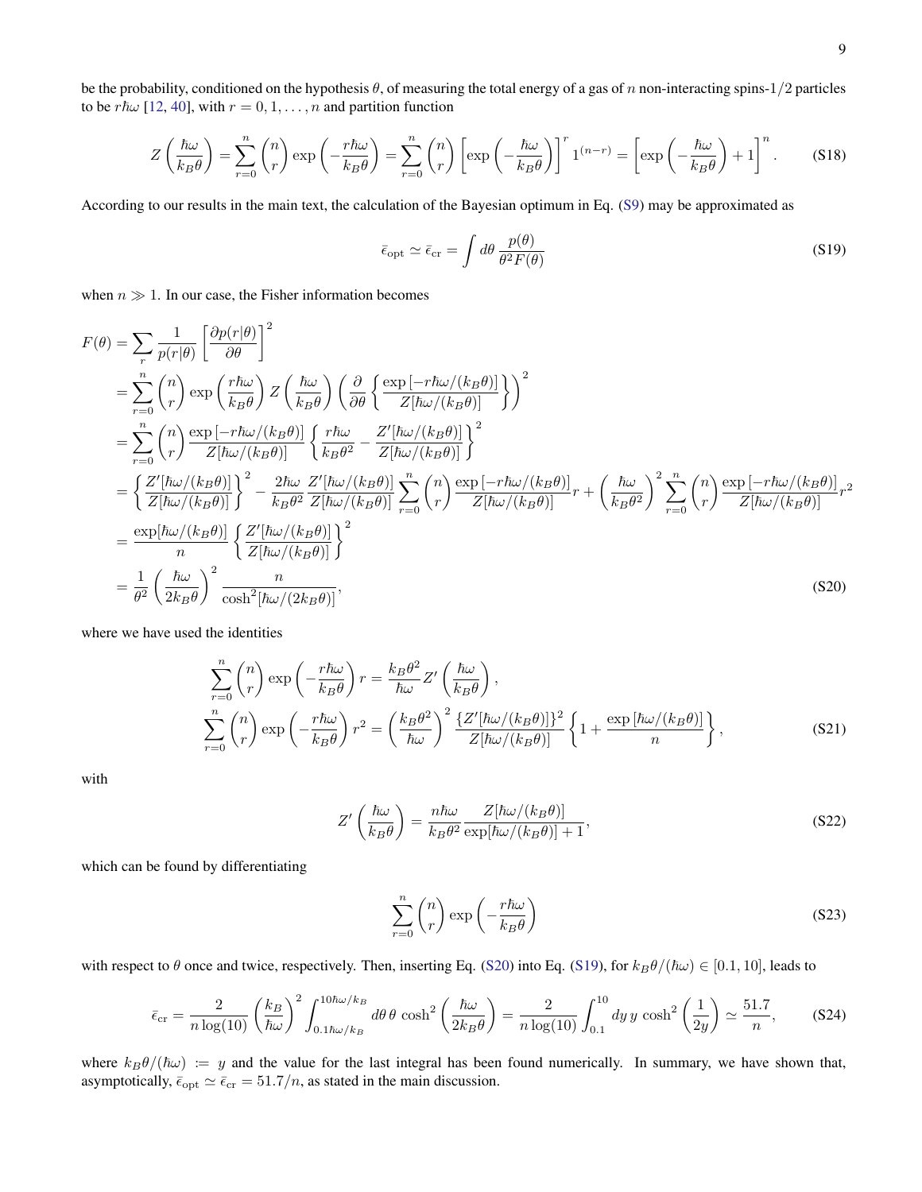be the probability, conditioned on the hypothesis $\theta$, of measuring the total energy of a gas of $n$ non-interacting spins-$1/2$ particles to be $r\hbar\omega$ [12, 40], with $r = 0, 1, \ldots, n$ and partition function

$$Z\left(\frac{\hbar\omega}{k_B\theta}\right) = \sum_{r=0}^{n} \binom{n}{r} \exp\left(-\frac{r\hbar\omega}{k_B\theta}\right) = \sum_{r=0}^{n} \binom{n}{r} \left[\exp\left(-\frac{\hbar\omega}{k_B\theta}\right)\right]^r 1^{(n-r)} = \left[\exp\left(-\frac{\hbar\omega}{k_B\theta}\right) + 1\right]^n. \tag{S18}$$

According to our results in the main text, the calculation of the Bayesian optimum in Eq. (S9) may be approximated as

$$\bar{\epsilon}_{\mathrm{opt}} \simeq \bar{\epsilon}_{\mathrm{cr}} = \int d\theta \, \frac{p(\theta)}{\theta^2 F(\theta)} \tag{S19}$$

when $n \gg 1$. In our case, the Fisher information becomes

$$\begin{aligned}
F(\theta) &= \sum_r \frac{1}{p(r|\theta)} \left[\frac{\partial p(r|\theta)}{\partial \theta}\right]^2 \\
&= \sum_{r=0}^{n} \binom{n}{r} \exp\left(\frac{r\hbar\omega}{k_B\theta}\right) Z\left(\frac{\hbar\omega}{k_B\theta}\right) \left(\frac{\partial}{\partial\theta}\left\{\frac{\exp\left[-r\hbar\omega/(k_B\theta)\right]}{Z[\hbar\omega/(k_B\theta)]}\right\}\right)^2 \\
&= \sum_{r=0}^{n} \binom{n}{r} \frac{\exp\left[-r\hbar\omega/(k_B\theta)\right]}{Z[\hbar\omega/(k_B\theta)]} \left\{\frac{r\hbar\omega}{k_B\theta^2} - \frac{Z'[\hbar\omega/(k_B\theta)]}{Z[\hbar\omega/(k_B\theta)]}\right\}^2 \\
&= \left\{\frac{Z'[\hbar\omega/(k_B\theta)]}{Z[\hbar\omega/(k_B\theta)]}\right\}^2 - \frac{2\hbar\omega}{k_B\theta^2} \frac{Z'[\hbar\omega/(k_B\theta)]}{Z[\hbar\omega/(k_B\theta)]} \sum_{r=0}^{n} \binom{n}{r} \frac{\exp\left[-r\hbar\omega/(k_B\theta)\right]}{Z[\hbar\omega/(k_B\theta)]} r + \left(\frac{\hbar\omega}{k_B\theta^2}\right)^2 \sum_{r=0}^{n} \binom{n}{r} \frac{\exp\left[-r\hbar\omega/(k_B\theta)\right]}{Z[\hbar\omega/(k_B\theta)]} r^2 \\
&= \frac{\exp[\hbar\omega/(k_B\theta)]}{n} \left\{\frac{Z'[\hbar\omega/(k_B\theta)]}{Z[\hbar\omega/(k_B\theta)]}\right\}^2 \\
&= \frac{1}{\theta^2} \left(\frac{\hbar\omega}{2k_B\theta}\right)^2 \frac{n}{\cosh^2[\hbar\omega/(2k_B\theta)]},
\end{aligned} \tag{S20}$$

where we have used the identities

$$\begin{aligned}
\sum_{r=0}^{n} \binom{n}{r} \exp\left(-\frac{r\hbar\omega}{k_B\theta}\right) r &= \frac{k_B\theta^2}{\hbar\omega} Z'\left(\frac{\hbar\omega}{k_B\theta}\right), \\
\sum_{r=0}^{n} \binom{n}{r} \exp\left(-\frac{r\hbar\omega}{k_B\theta}\right) r^2 &= \left(\frac{k_B\theta^2}{\hbar\omega}\right)^2 \frac{\{Z'[\hbar\omega/(k_B\theta)]\}^2}{Z[\hbar\omega/(k_B\theta)]} \left\{1 + \frac{\exp\left[\hbar\omega/(k_B\theta)\right]}{n}\right\},
\end{aligned} \tag{S21}$$

with

$$Z'\left(\frac{\hbar\omega}{k_B\theta}\right) = \frac{n\hbar\omega}{k_B\theta^2} \frac{Z[\hbar\omega/(k_B\theta)]}{\exp[\hbar\omega/(k_B\theta)] + 1}, \tag{S22}$$

which can be found by differentiating

$$\sum_{r=0}^{n} \binom{n}{r} \exp\left(-\frac{r\hbar\omega}{k_B\theta}\right) \tag{S23}$$

with respect to $\theta$ once and twice, respectively. Then, inserting Eq. (S20) into Eq. (S19), for $k_B\theta/(\hbar\omega) \in [0.1, 10]$, leads to

$$\bar{\epsilon}_{\mathrm{cr}} = \frac{2}{n\log(10)} \left(\frac{k_B}{\hbar\omega}\right)^2 \int_{0.1\hbar\omega/k_B}^{10\hbar\omega/k_B} d\theta \, \theta \cosh^2\left(\frac{\hbar\omega}{2k_B\theta}\right) = \frac{2}{n\log(10)} \int_{0.1}^{10} dy \, y \cosh^2\left(\frac{1}{2y}\right) \simeq \frac{51.7}{n}, \tag{S24}$$

where $k_B\theta/(\hbar\omega) := y$ and the value for the last integral has been found numerically. In summary, we have shown that, asymptotically, $\bar{\epsilon}_{\mathrm{opt}} \simeq \bar{\epsilon}_{\mathrm{cr}} = 51.7/n$, as stated in the main discussion.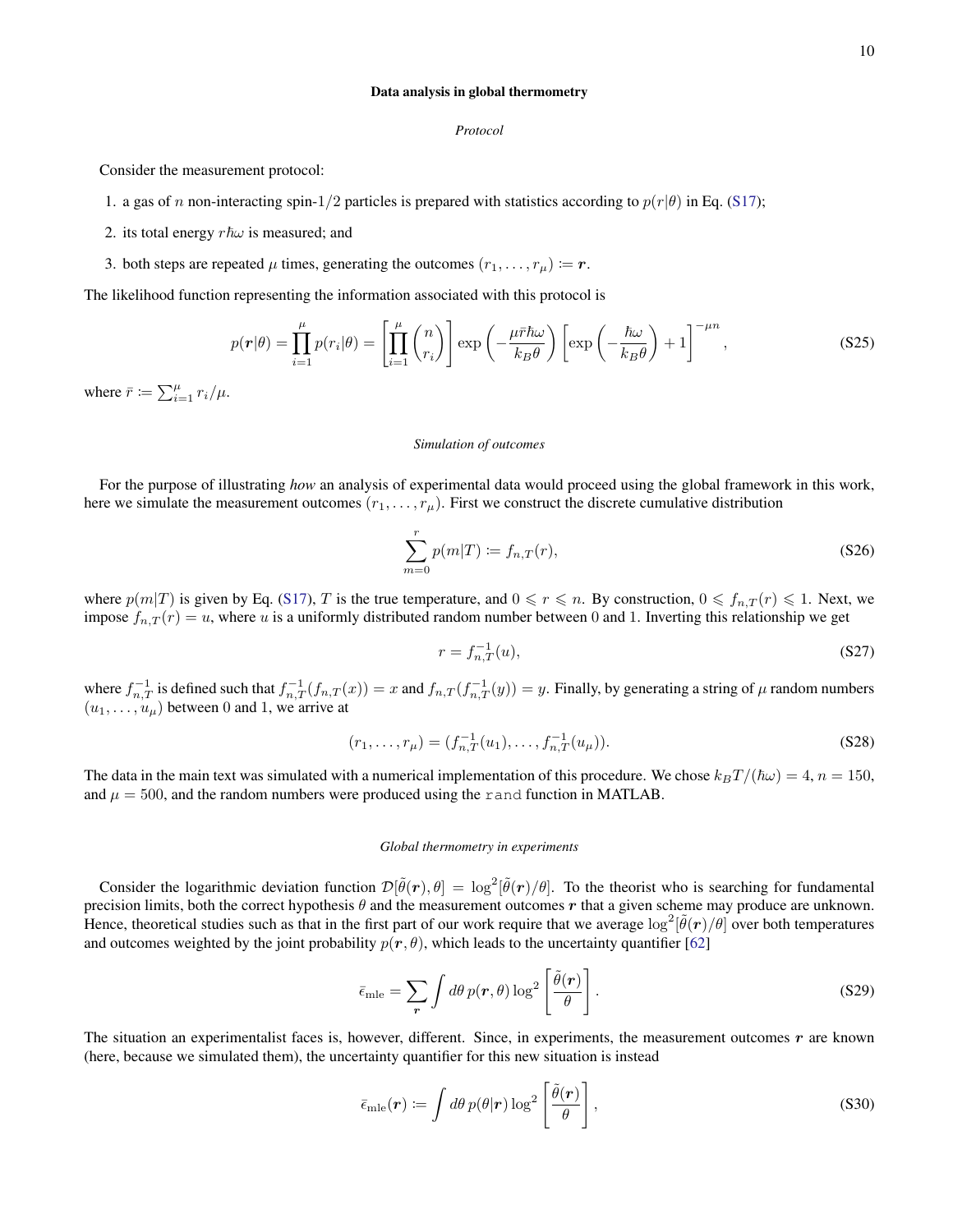## Data analysis in global thermometry

### *Protocol*

Consider the measurement protocol:

1. a gas of $n$ non-interacting spin-$1/2$ particles is prepared with statistics according to $p(r|\theta)$ in Eq. (S17);
2. its total energy $r\hbar\omega$ is measured; and
3. both steps are repeated $\mu$ times, generating the outcomes $(r_1, \ldots, r_\mu) \coloneqq \boldsymbol{r}$.

The likelihood function representing the information associated with this protocol is

$$p(\boldsymbol{r}|\theta) = \prod_{i=1}^{\mu} p(r_i|\theta) = \left[\prod_{i=1}^{\mu} \binom{n}{r_i}\right] \exp\left(-\frac{\mu \bar{r} \hbar\omega}{k_B \theta}\right) \left[\exp\left(-\frac{\hbar\omega}{k_B\theta}\right) + 1\right]^{-\mu n}, \tag{S25}$$

where $\bar{r} \coloneqq \sum_{i=1}^{\mu} r_i/\mu$.

### *Simulation of outcomes*

For the purpose of illustrating *how* an analysis of experimental data would proceed using the global framework in this work, here we simulate the measurement outcomes $(r_1, \ldots, r_\mu)$. First we construct the discrete cumulative distribution

$$\sum_{m=0}^{r} p(m|T) \coloneqq f_{n,T}(r), \tag{S26}$$

where $p(m|T)$ is given by Eq. (S17), $T$ is the true temperature, and $0 \leqslant r \leqslant n$. By construction, $0 \leqslant f_{n,T}(r) \leqslant 1$. Next, we impose $f_{n,T}(r) = u$, where $u$ is a uniformly distributed random number between 0 and 1. Inverting this relationship we get

$$r = f^{-1}_{n,T}(u), \tag{S27}$$

where $f^{-1}_{n,T}$ is defined such that $f^{-1}_{n,T}(f_{n,T}(x)) = x$ and $f_{n,T}(f^{-1}_{n,T}(y)) = y$. Finally, by generating a string of $\mu$ random numbers $(u_1, \ldots, u_\mu)$ between 0 and 1, we arrive at

$$(r_1, \ldots, r_\mu) = (f^{-1}_{n,T}(u_1), \ldots, f^{-1}_{n,T}(u_\mu)). \tag{S28}$$

The data in the main text was simulated with a numerical implementation of this procedure. We chose $k_B T/(\hbar\omega) = 4$, $n = 150$, and $\mu = 500$, and the random numbers were produced using the `rand` function in MATLAB.

### *Global thermometry in experiments*

Consider the logarithmic deviation function $\mathcal{D}[\tilde{\theta}(\boldsymbol{r}), \theta] = \log^2[\tilde{\theta}(\boldsymbol{r})/\theta]$. To the theorist who is searching for fundamental precision limits, both the correct hypothesis $\theta$ and the measurement outcomes $\boldsymbol{r}$ that a given scheme may produce are unknown. Hence, theoretical studies such as that in the first part of our work require that we average $\log^2[\tilde{\theta}(\boldsymbol{r})/\theta]$ over both temperatures and outcomes weighted by the joint probability $p(\boldsymbol{r}, \theta)$, which leads to the uncertainty quantifier [62]

$$\bar{\epsilon}_{\text{mle}} = \sum_{\boldsymbol{r}} \int d\theta \, p(\boldsymbol{r}, \theta) \log^2\left[\frac{\tilde{\theta}(\boldsymbol{r})}{\theta}\right]. \tag{S29}$$

The situation an experimentalist faces is, however, different. Since, in experiments, the measurement outcomes $\boldsymbol{r}$ are known (here, because we simulated them), the uncertainty quantifier for this new situation is instead

$$\bar{\epsilon}_{\text{mle}}(\boldsymbol{r}) \coloneqq \int d\theta \, p(\theta|\boldsymbol{r}) \log^2\left[\frac{\tilde{\theta}(\boldsymbol{r})}{\theta}\right], \tag{S30}$$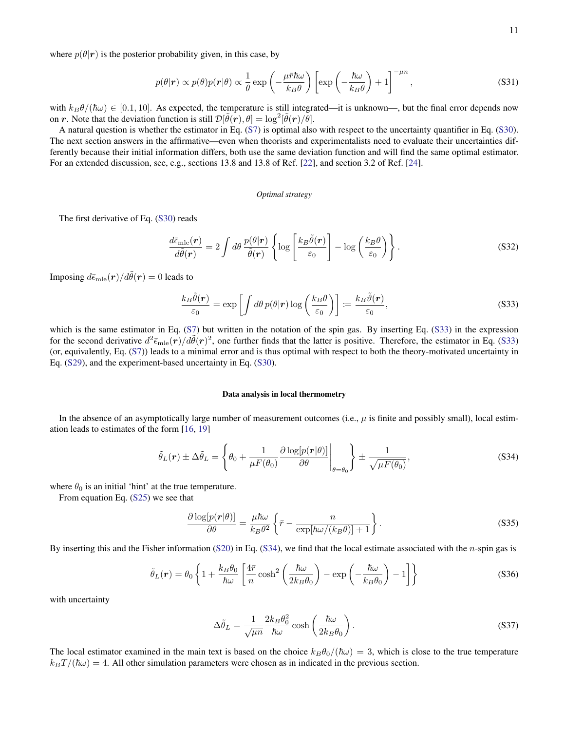where $p(\theta|\boldsymbol{r})$ is the posterior probability given, in this case, by

$$p(\theta|\boldsymbol{r}) \propto p(\theta)p(\boldsymbol{r}|\theta) \propto \frac{1}{\theta}\exp\left(-\frac{\mu\bar{r}\hbar\omega}{k_B\theta}\right)\left[\exp\left(-\frac{\hbar\omega}{k_B\theta}\right)+1\right]^{-\mu n}, \tag{S31}$$

with $k_B\theta/(\hbar\omega) \in [0.1, 10]$. As expected, the temperature is still integrated—it is unknown—, but the final error depends now on $\boldsymbol{r}$. Note that the deviation function is still $\mathcal{D}[\tilde{\theta}(\boldsymbol{r}), \theta] = \log^2[\tilde{\theta}(\boldsymbol{r})/\theta]$.

A natural question is whether the estimator in Eq. (S7) is optimal also with respect to the uncertainty quantifier in Eq. (S30). The next section answers in the affirmative—even when theorists and experimentalists need to evaluate their uncertainties differently because their initial information differs, both use the same deviation function and will find the same optimal estimator. For an extended discussion, see, e.g., sections 13.8 and 13.8 of Ref. [22], and section 3.2 of Ref. [24].

### *Optimal strategy*

The first derivative of Eq. (S30) reads

$$\frac{d\bar{\epsilon}_{\rm mle}(\boldsymbol{r})}{d\tilde{\theta}(\boldsymbol{r})} = 2\int d\theta\, \frac{p(\theta|\boldsymbol{r})}{\tilde{\theta}(\boldsymbol{r})}\left\{\log\left[\frac{k_B\tilde{\theta}(\boldsymbol{r})}{\varepsilon_0}\right] - \log\left(\frac{k_B\theta}{\varepsilon_0}\right)\right\}. \tag{S32}$$

Imposing $d\bar{\epsilon}_{\rm mle}(\boldsymbol{r})/d\tilde{\theta}(\boldsymbol{r}) = 0$ leads to

$$\frac{k_B\tilde{\theta}(\boldsymbol{r})}{\varepsilon_0} = \exp\left[\int d\theta\, p(\theta|\boldsymbol{r})\log\left(\frac{k_B\theta}{\varepsilon_0}\right)\right] := \frac{k_B\tilde{\vartheta}(\boldsymbol{r})}{\varepsilon_0}, \tag{S33}$$

which is the same estimator in Eq. (S7) but written in the notation of the spin gas. By inserting Eq. (S33) in the expression for the second derivative $d^2\bar{\epsilon}_{\rm mle}(\boldsymbol{r})/d\tilde{\theta}(\boldsymbol{r})^2$, one further finds that the latter is positive. Therefore, the estimator in Eq. (S33) (or, equivalently, Eq. (S7)) leads to a minimal error and is thus optimal with respect to both the theory-motivated uncertainty in Eq. (S29), and the experiment-based uncertainty in Eq. (S30).

### **Data analysis in local thermometry**

In the absence of an asymptotically large number of measurement outcomes (i.e., $\mu$ is finite and possibly small), local estimation leads to estimates of the form [16, 19]

$$\tilde{\theta}_L(\boldsymbol{r}) \pm \Delta\tilde{\theta}_L = \left\{\theta_0 + \frac{1}{\mu F(\theta_0)}\frac{\partial\log[p(\boldsymbol{r}|\theta)]}{\partial\theta}\bigg|_{\theta=\theta_0}\right\} \pm \frac{1}{\sqrt{\mu F(\theta_0)}}, \tag{S34}$$

where $\theta_0$ is an initial 'hint' at the true temperature.

From equation Eq. (S25) we see that

$$\frac{\partial\log[p(\boldsymbol{r}|\theta)]}{\partial\theta} = \frac{\mu\hbar\omega}{k_B\theta^2}\left\{\bar{r} - \frac{n}{\exp[\hbar\omega/(k_B\theta)]+1}\right\}. \tag{S35}$$

By inserting this and the Fisher information (S20) in Eq. (S34), we find that the local estimate associated with the $n$-spin gas is

$$\tilde{\theta}_L(\boldsymbol{r}) = \theta_0\left\{1 + \frac{k_B\theta_0}{\hbar\omega}\left[\frac{4\bar{r}}{n}\cosh^2\left(\frac{\hbar\omega}{2k_B\theta_0}\right) - \exp\left(-\frac{\hbar\omega}{k_B\theta_0}\right) - 1\right]\right\} \tag{S36}$$

with uncertainty

$$\Delta\tilde{\theta}_L = \frac{1}{\sqrt{\mu n}}\frac{2k_B\theta_0^2}{\hbar\omega}\cosh\left(\frac{\hbar\omega}{2k_B\theta_0}\right). \tag{S37}$$

The local estimator examined in the main text is based on the choice $k_B\theta_0/(\hbar\omega) = 3$, which is close to the true temperature $k_B T/(\hbar\omega) = 4$. All other simulation parameters were chosen as in indicated in the previous section.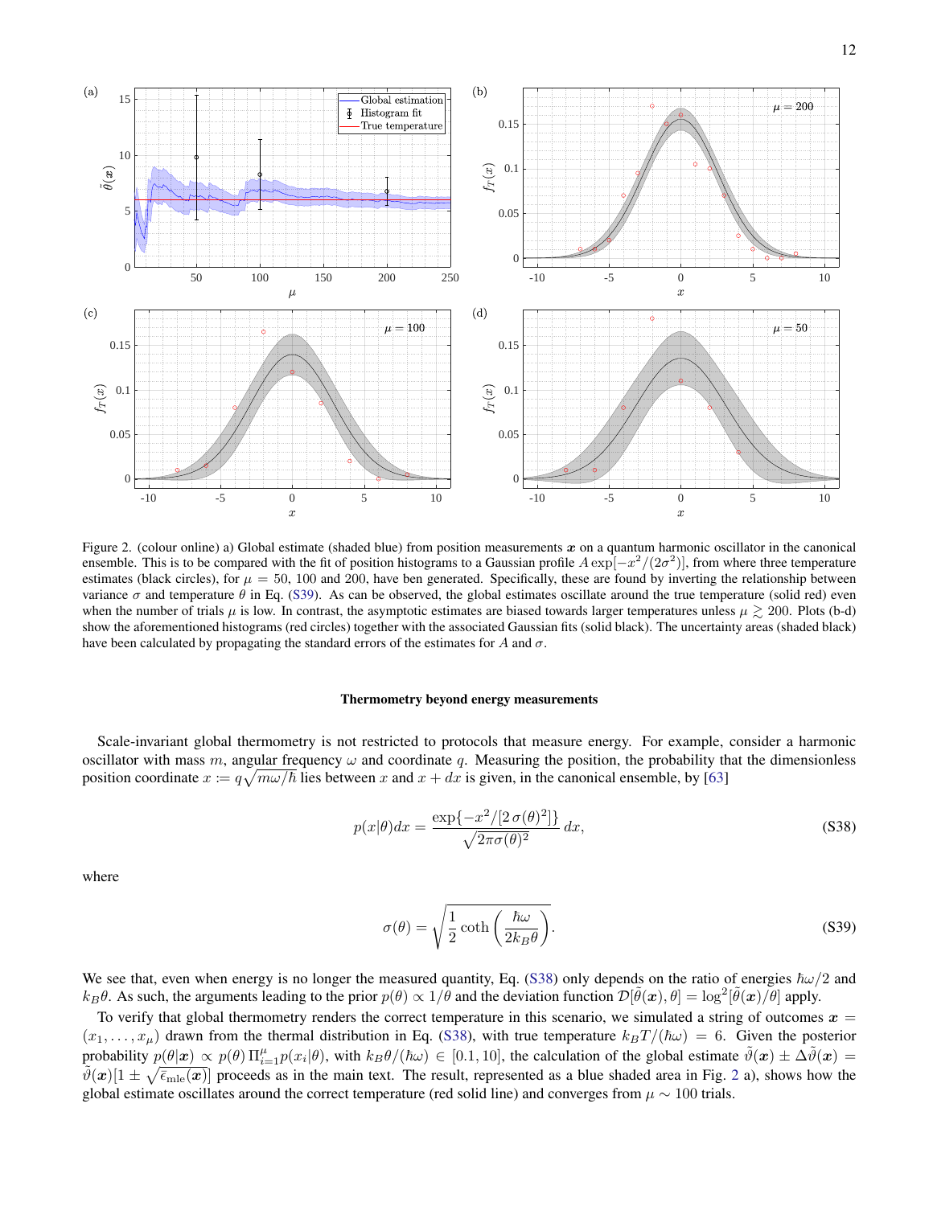Figure 2. (colour online) a) Global estimate (shaded blue) from position measurements $\boldsymbol{x}$ on a quantum harmonic oscillator in the canonical ensemble. This is to be compared with the fit of position histograms to a Gaussian profile $A\exp[-x^2/(2\sigma^2)]$, from where three temperature estimates (black circles), for $\mu = 50$, 100 and 200, have ben generated. Specifically, these are found by inverting the relationship between variance $\sigma$ and temperature $\theta$ in Eq. (S39). As can be observed, the global estimates oscillate around the true temperature (solid red) even when the number of trials $\mu$ is low. In contrast, the asymptotic estimates are biased towards larger temperatures unless $\mu \gtrsim 200$. Plots (b-d) show the aforementioned histograms (red circles) together with the associated Gaussian fits (solid black). The uncertainty areas (shaded black) have been calculated by propagating the standard errors of the estimates for $A$ and $\sigma$.

### Thermometry beyond energy measurements

Scale-invariant global thermometry is not restricted to protocols that measure energy. For example, consider a harmonic oscillator with mass $m$, angular frequency $\omega$ and coordinate $q$. Measuring the position, the probability that the dimensionless position coordinate $x := q\sqrt{m\omega/\hbar}$ lies between $x$ and $x + dx$ is given, in the canonical ensemble, by [63]

$$p(x|\theta)dx = \frac{\exp\{-x^2/[2\,\sigma(\theta)^2]\}}{\sqrt{2\pi\sigma(\theta)^2}}\,dx, \tag{S38}$$

where

$$\sigma(\theta) = \sqrt{\frac{1}{2}\coth\left(\frac{\hbar\omega}{2k_B\theta}\right)}. \tag{S39}$$

We see that, even when energy is no longer the measured quantity, Eq. (S38) only depends on the ratio of energies $\hbar\omega/2$ and $k_B\theta$. As such, the arguments leading to the prior $p(\theta) \propto 1/\theta$ and the deviation function $\mathcal{D}[\tilde{\theta}(\boldsymbol{x}), \theta] = \log^2[\tilde{\theta}(\boldsymbol{x})/\theta]$ apply.

To verify that global thermometry renders the correct temperature in this scenario, we simulated a string of outcomes $\boldsymbol{x} = (x_1, \ldots, x_\mu)$ drawn from the thermal distribution in Eq. (S38), with true temperature $k_BT/(\hbar\omega) = 6$. Given the posterior probability $p(\theta|\boldsymbol{x}) \propto p(\theta)\,\Pi_{i=1}^{\mu} p(x_i|\theta)$, with $k_B\theta/(\hbar\omega) \in [0.1, 10]$, the calculation of the global estimate $\tilde{\vartheta}(\boldsymbol{x}) \pm \Delta\tilde{\vartheta}(\boldsymbol{x}) = \tilde{\vartheta}(\boldsymbol{x})[1 \pm \sqrt{\bar{\epsilon}_{\rm mle}(\boldsymbol{x})}]$ proceeds as in the main text. The result, represented as a blue shaded area in Fig. 2 a), shows how the global estimate oscillates around the correct temperature (red solid line) and converges from $\mu \sim 100$ trials.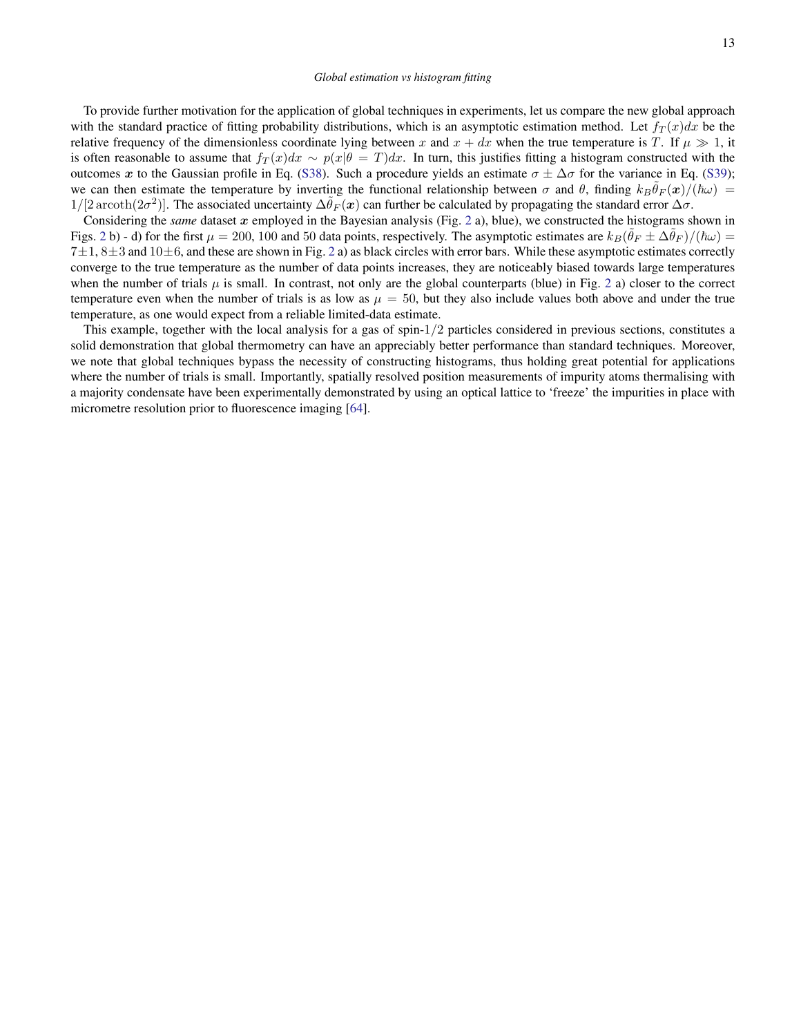*Global estimation vs histogram fitting*

To provide further motivation for the application of global techniques in experiments, let us compare the new global approach with the standard practice of fitting probability distributions, which is an asymptotic estimation method. Let $f_T(x)dx$ be the relative frequency of the dimensionless coordinate lying between $x$ and $x + dx$ when the true temperature is $T$. If $\mu \gg 1$, it is often reasonable to assume that $f_T(x)dx \sim p(x|\theta = T)dx$. In turn, this justifies fitting a histogram constructed with the outcomes $\boldsymbol{x}$ to the Gaussian profile in Eq. (S38). Such a procedure yields an estimate $\sigma \pm \Delta\sigma$ for the variance in Eq. (S39); we can then estimate the temperature by inverting the functional relationship between $\sigma$ and $\theta$, finding $k_B\tilde{\theta}_F(\boldsymbol{x})/(\hbar\omega) = 1/[2\,\mathrm{arcoth}(2\sigma^2)]$. The associated uncertainty $\Delta\tilde{\theta}_F(\boldsymbol{x})$ can further be calculated by propagating the standard error $\Delta\sigma$.

Considering the *same* dataset $\boldsymbol{x}$ employed in the Bayesian analysis (Fig. 2 a), blue), we constructed the histograms shown in Figs. 2 b) - d) for the first $\mu = 200$, 100 and 50 data points, respectively. The asymptotic estimates are $k_B(\tilde{\theta}_F \pm \Delta\tilde{\theta}_F)/(\hbar\omega) = 7\pm1$, $8\pm3$ and $10\pm6$, and these are shown in Fig. 2 a) as black circles with error bars. While these asymptotic estimates correctly converge to the true temperature as the number of data points increases, they are noticeably biased towards large temperatures when the number of trials $\mu$ is small. In contrast, not only are the global counterparts (blue) in Fig. 2 a) closer to the correct temperature even when the number of trials is as low as $\mu = 50$, but they also include values both above and under the true temperature, as one would expect from a reliable limited-data estimate.

This example, together with the local analysis for a gas of spin-$1/2$ particles considered in previous sections, constitutes a solid demonstration that global thermometry can have an appreciably better performance than standard techniques. Moreover, we note that global techniques bypass the necessity of constructing histograms, thus holding great potential for applications where the number of trials is small. Importantly, spatially resolved position measurements of impurity atoms thermalising with a majority condensate have been experimentally demonstrated by using an optical lattice to 'freeze' the impurities in place with micrometre resolution prior to fluorescence imaging [64].